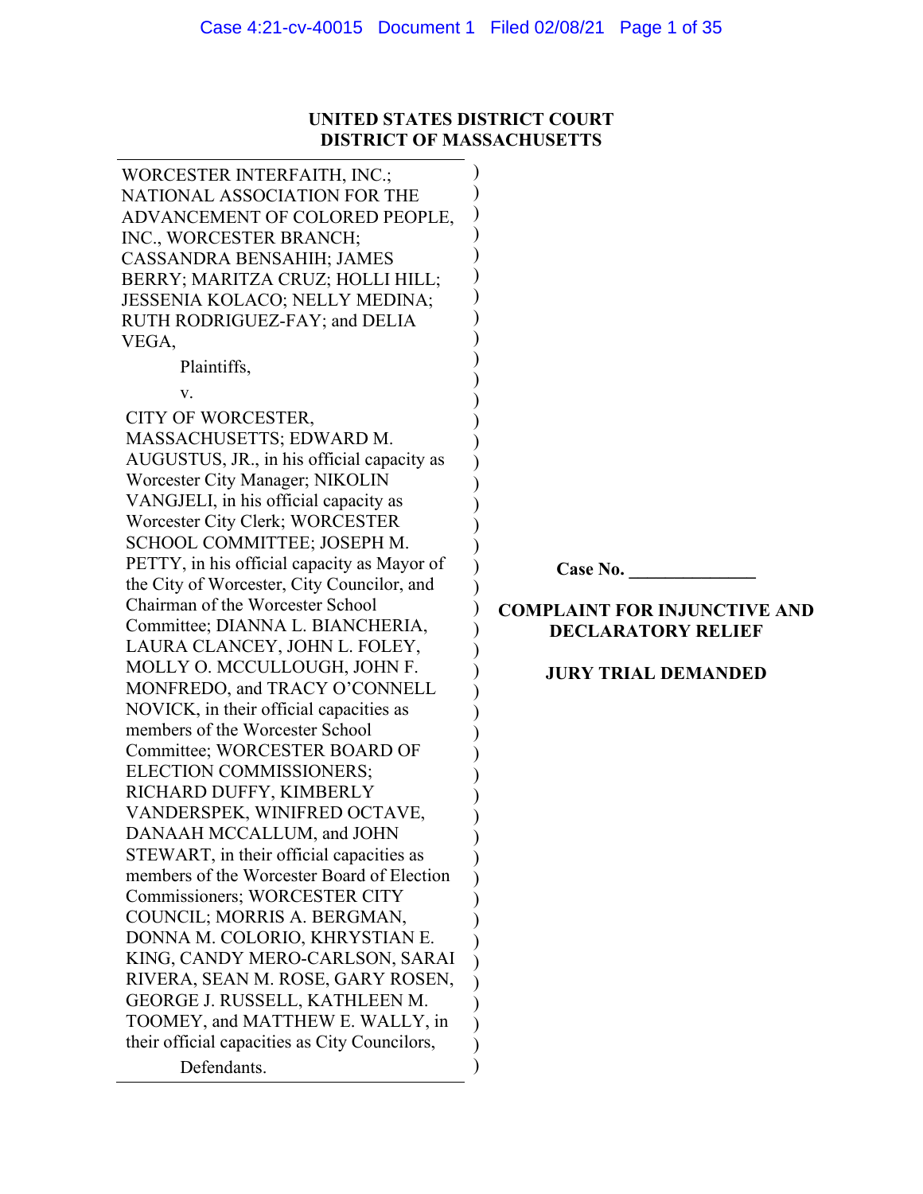# UNITED STATES DISTRICT COURT
# DISTRICT OF MASSACHUSETTS

WORCESTER INTERFAITH, INC.; NATIONAL ASSOCIATION FOR THE ADVANCEMENT OF COLORED PEOPLE, INC., WORCESTER BRANCH; CASSANDRA BENSAHIH; JAMES BERRY; MARITZA CRUZ; HOLLI HILL; JESSENIA KOLACO; NELLY MEDINA; RUTH RODRIGUEZ-FAY; and DELIA VEGA,

Plaintiffs,

v.

CITY OF WORCESTER, MASSACHUSETTS; EDWARD M. AUGUSTUS, JR., in his official capacity as Worcester City Manager; NIKOLIN VANGJELI, in his official capacity as Worcester City Clerk; WORCESTER SCHOOL COMMITTEE; JOSEPH M. PETTY, in his official capacity as Mayor of the City of Worcester, City Councilor, and Chairman of the Worcester School Committee; DIANNA L. BIANCHERIA, LAURA CLANCEY, JOHN L. FOLEY, MOLLY O. MCCULLOUGH, JOHN F. MONFREDO, and TRACY O'CONNELL NOVICK, in their official capacities as members of the Worcester School Committee; WORCESTER BOARD OF ELECTION COMMISSIONERS; RICHARD DUFFY, KIMBERLY VANDERSPEK, WINIFRED OCTAVE, DANAAH MCCALLUM, and JOHN STEWART, in their official capacities as members of the Worcester Board of Election Commissioners; WORCESTER CITY COUNCIL; MORRIS A. BERGMAN, DONNA M. COLORIO, KHRYSTIAN E. KING, CANDY MERO-CARLSON, SARAI RIVERA, SEAN M. ROSE, GARY ROSEN, GEORGE J. RUSSELL, KATHLEEN M. TOOMEY, and MATTHEW E. WALLY, in their official capacities as City Councilors,

Defendants.

**Case No. \_\_\_\_\_\_\_\_\_\_\_\_\_\_**

**COMPLAINT FOR INJUNCTIVE AND DECLARATORY RELIEF**

**JURY TRIAL DEMANDED**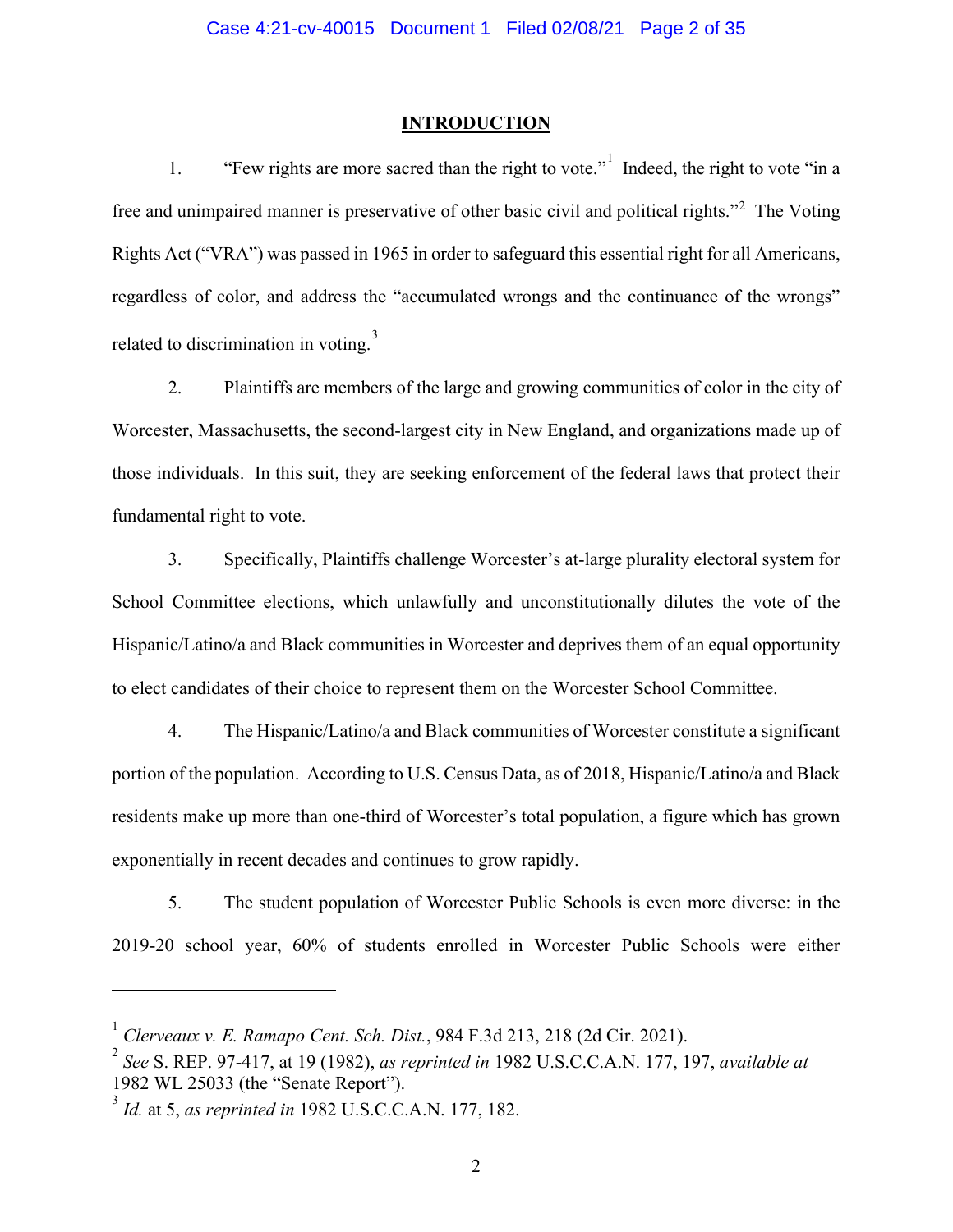## INTRODUCTION

1. "Few rights are more sacred than the right to vote."[1] Indeed, the right to vote "in a free and unimpaired manner is preservative of other basic civil and political rights."[2] The Voting Rights Act ("VRA") was passed in 1965 in order to safeguard this essential right for all Americans, regardless of color, and address the "accumulated wrongs and the continuance of the wrongs" related to discrimination in voting.[3]

2. Plaintiffs are members of the large and growing communities of color in the city of Worcester, Massachusetts, the second-largest city in New England, and organizations made up of those individuals. In this suit, they are seeking enforcement of the federal laws that protect their fundamental right to vote.

3. Specifically, Plaintiffs challenge Worcester's at-large plurality electoral system for School Committee elections, which unlawfully and unconstitutionally dilutes the vote of the Hispanic/Latino/a and Black communities in Worcester and deprives them of an equal opportunity to elect candidates of their choice to represent them on the Worcester School Committee.

4. The Hispanic/Latino/a and Black communities of Worcester constitute a significant portion of the population. According to U.S. Census Data, as of 2018, Hispanic/Latino/a and Black residents make up more than one-third of Worcester's total population, a figure which has grown exponentially in recent decades and continues to grow rapidly.

5. The student population of Worcester Public Schools is even more diverse: in the 2019-20 school year, 60% of students enrolled in Worcester Public Schools were either

---

[1] *Clerveaux v. E. Ramapo Cent. Sch. Dist.*, 984 F.3d 213, 218 (2d Cir. 2021).

[2] *See* S. REP. 97-417, at 19 (1982), *as reprinted in* 1982 U.S.C.C.A.N. 177, 197, *available at* 1982 WL 25033 (the "Senate Report").

[3] *Id.* at 5, *as reprinted in* 1982 U.S.C.C.A.N. 177, 182.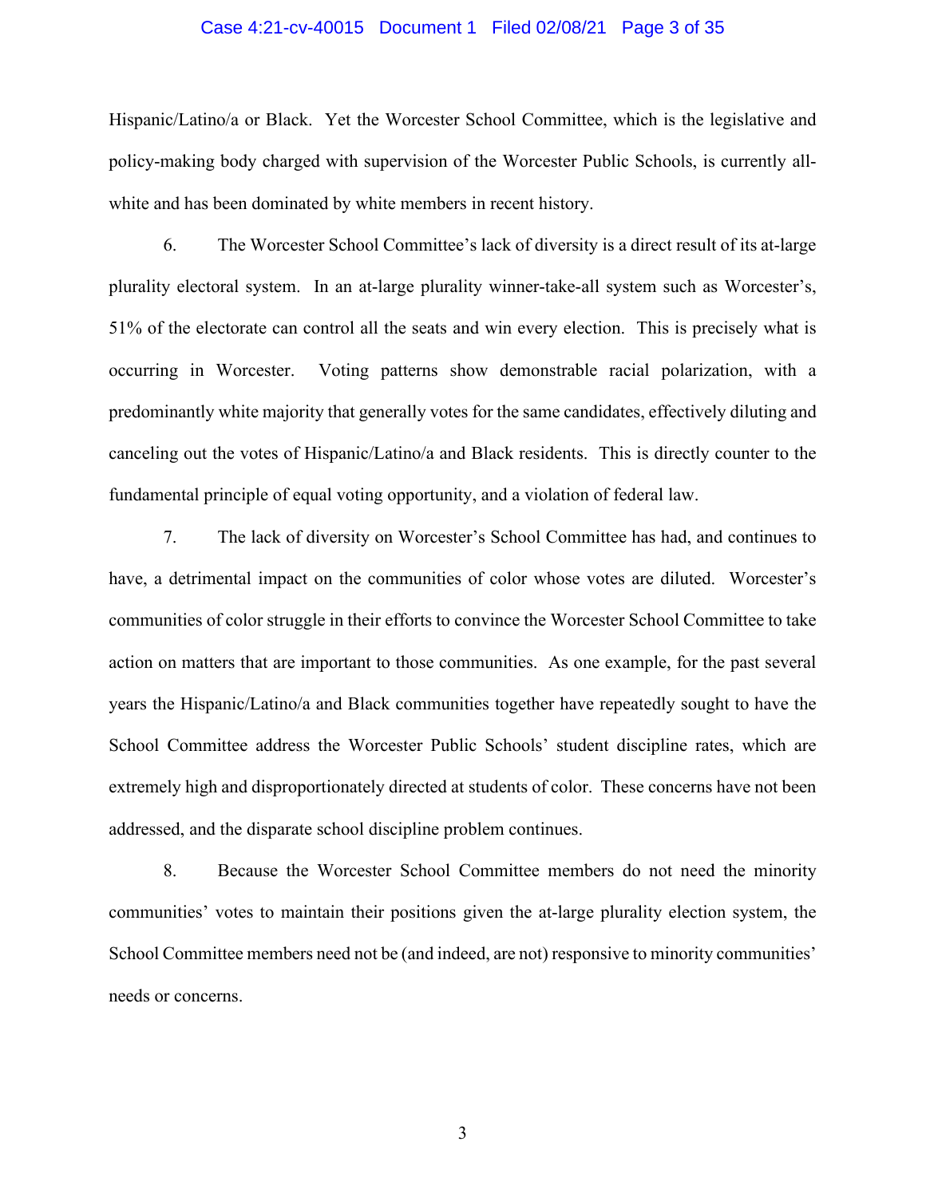Hispanic/Latino/a or Black. Yet the Worcester School Committee, which is the legislative and policy-making body charged with supervision of the Worcester Public Schools, is currently all-white and has been dominated by white members in recent history.

6. The Worcester School Committee's lack of diversity is a direct result of its at-large plurality electoral system. In an at-large plurality winner-take-all system such as Worcester's, 51% of the electorate can control all the seats and win every election. This is precisely what is occurring in Worcester. Voting patterns show demonstrable racial polarization, with a predominantly white majority that generally votes for the same candidates, effectively diluting and canceling out the votes of Hispanic/Latino/a and Black residents. This is directly counter to the fundamental principle of equal voting opportunity, and a violation of federal law.

7. The lack of diversity on Worcester's School Committee has had, and continues to have, a detrimental impact on the communities of color whose votes are diluted. Worcester's communities of color struggle in their efforts to convince the Worcester School Committee to take action on matters that are important to those communities. As one example, for the past several years the Hispanic/Latino/a and Black communities together have repeatedly sought to have the School Committee address the Worcester Public Schools' student discipline rates, which are extremely high and disproportionately directed at students of color. These concerns have not been addressed, and the disparate school discipline problem continues.

8. Because the Worcester School Committee members do not need the minority communities' votes to maintain their positions given the at-large plurality election system, the School Committee members need not be (and indeed, are not) responsive to minority communities' needs or concerns.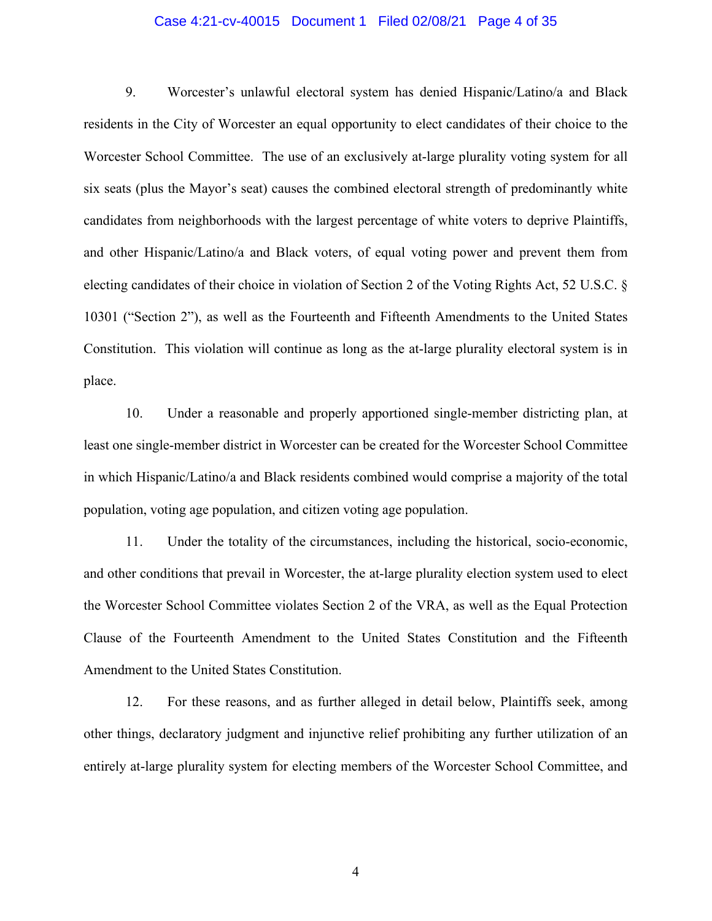9. Worcester's unlawful electoral system has denied Hispanic/Latino/a and Black residents in the City of Worcester an equal opportunity to elect candidates of their choice to the Worcester School Committee. The use of an exclusively at-large plurality voting system for all six seats (plus the Mayor's seat) causes the combined electoral strength of predominantly white candidates from neighborhoods with the largest percentage of white voters to deprive Plaintiffs, and other Hispanic/Latino/a and Black voters, of equal voting power and prevent them from electing candidates of their choice in violation of Section 2 of the Voting Rights Act, 52 U.S.C. § 10301 ("Section 2"), as well as the Fourteenth and Fifteenth Amendments to the United States Constitution. This violation will continue as long as the at-large plurality electoral system is in place.

10. Under a reasonable and properly apportioned single-member districting plan, at least one single-member district in Worcester can be created for the Worcester School Committee in which Hispanic/Latino/a and Black residents combined would comprise a majority of the total population, voting age population, and citizen voting age population.

11. Under the totality of the circumstances, including the historical, socio-economic, and other conditions that prevail in Worcester, the at-large plurality election system used to elect the Worcester School Committee violates Section 2 of the VRA, as well as the Equal Protection Clause of the Fourteenth Amendment to the United States Constitution and the Fifteenth Amendment to the United States Constitution.

12. For these reasons, and as further alleged in detail below, Plaintiffs seek, among other things, declaratory judgment and injunctive relief prohibiting any further utilization of an entirely at-large plurality system for electing members of the Worcester School Committee, and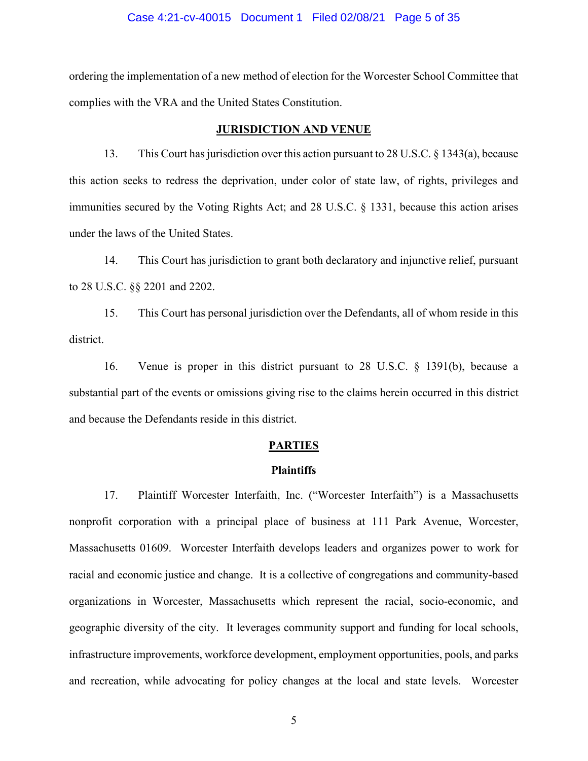ordering the implementation of a new method of election for the Worcester School Committee that complies with the VRA and the United States Constitution.

## JURISDICTION AND VENUE

13. This Court has jurisdiction over this action pursuant to 28 U.S.C. § 1343(a), because this action seeks to redress the deprivation, under color of state law, of rights, privileges and immunities secured by the Voting Rights Act; and 28 U.S.C. § 1331, because this action arises under the laws of the United States.

14. This Court has jurisdiction to grant both declaratory and injunctive relief, pursuant to 28 U.S.C. §§ 2201 and 2202.

15. This Court has personal jurisdiction over the Defendants, all of whom reside in this district.

16. Venue is proper in this district pursuant to 28 U.S.C. § 1391(b), because a substantial part of the events or omissions giving rise to the claims herein occurred in this district and because the Defendants reside in this district.

## PARTIES

### Plaintiffs

17. Plaintiff Worcester Interfaith, Inc. ("Worcester Interfaith") is a Massachusetts nonprofit corporation with a principal place of business at 111 Park Avenue, Worcester, Massachusetts 01609. Worcester Interfaith develops leaders and organizes power to work for racial and economic justice and change. It is a collective of congregations and community-based organizations in Worcester, Massachusetts which represent the racial, socio-economic, and geographic diversity of the city. It leverages community support and funding for local schools, infrastructure improvements, workforce development, employment opportunities, pools, and parks and recreation, while advocating for policy changes at the local and state levels. Worcester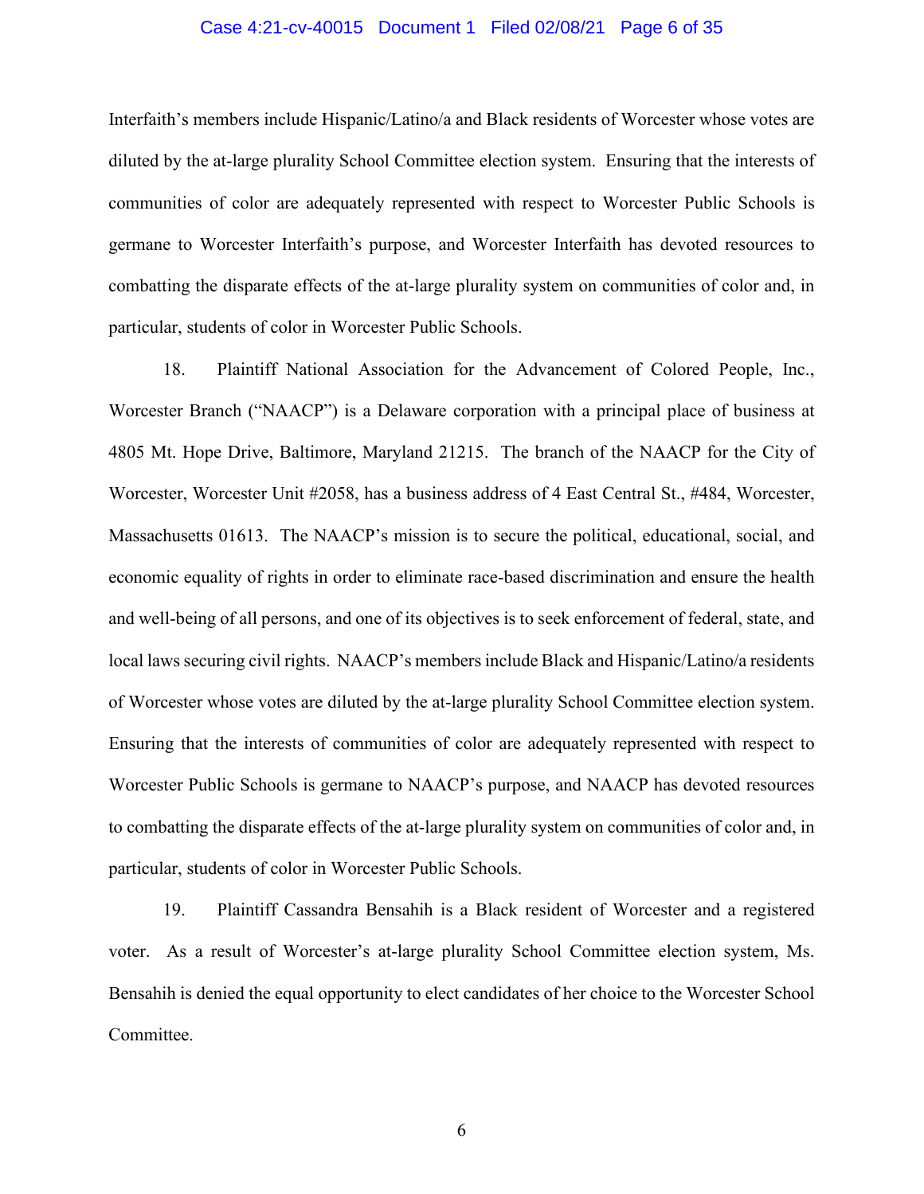Interfaith's members include Hispanic/Latino/a and Black residents of Worcester whose votes are diluted by the at-large plurality School Committee election system. Ensuring that the interests of communities of color are adequately represented with respect to Worcester Public Schools is germane to Worcester Interfaith's purpose, and Worcester Interfaith has devoted resources to combatting the disparate effects of the at-large plurality system on communities of color and, in particular, students of color in Worcester Public Schools.

18. Plaintiff National Association for the Advancement of Colored People, Inc., Worcester Branch ("NAACP") is a Delaware corporation with a principal place of business at 4805 Mt. Hope Drive, Baltimore, Maryland 21215. The branch of the NAACP for the City of Worcester, Worcester Unit #2058, has a business address of 4 East Central St., #484, Worcester, Massachusetts 01613. The NAACP's mission is to secure the political, educational, social, and economic equality of rights in order to eliminate race-based discrimination and ensure the health and well-being of all persons, and one of its objectives is to seek enforcement of federal, state, and local laws securing civil rights. NAACP's members include Black and Hispanic/Latino/a residents of Worcester whose votes are diluted by the at-large plurality School Committee election system. Ensuring that the interests of communities of color are adequately represented with respect to Worcester Public Schools is germane to NAACP's purpose, and NAACP has devoted resources to combatting the disparate effects of the at-large plurality system on communities of color and, in particular, students of color in Worcester Public Schools.

19. Plaintiff Cassandra Bensahih is a Black resident of Worcester and a registered voter. As a result of Worcester's at-large plurality School Committee election system, Ms. Bensahih is denied the equal opportunity to elect candidates of her choice to the Worcester School Committee.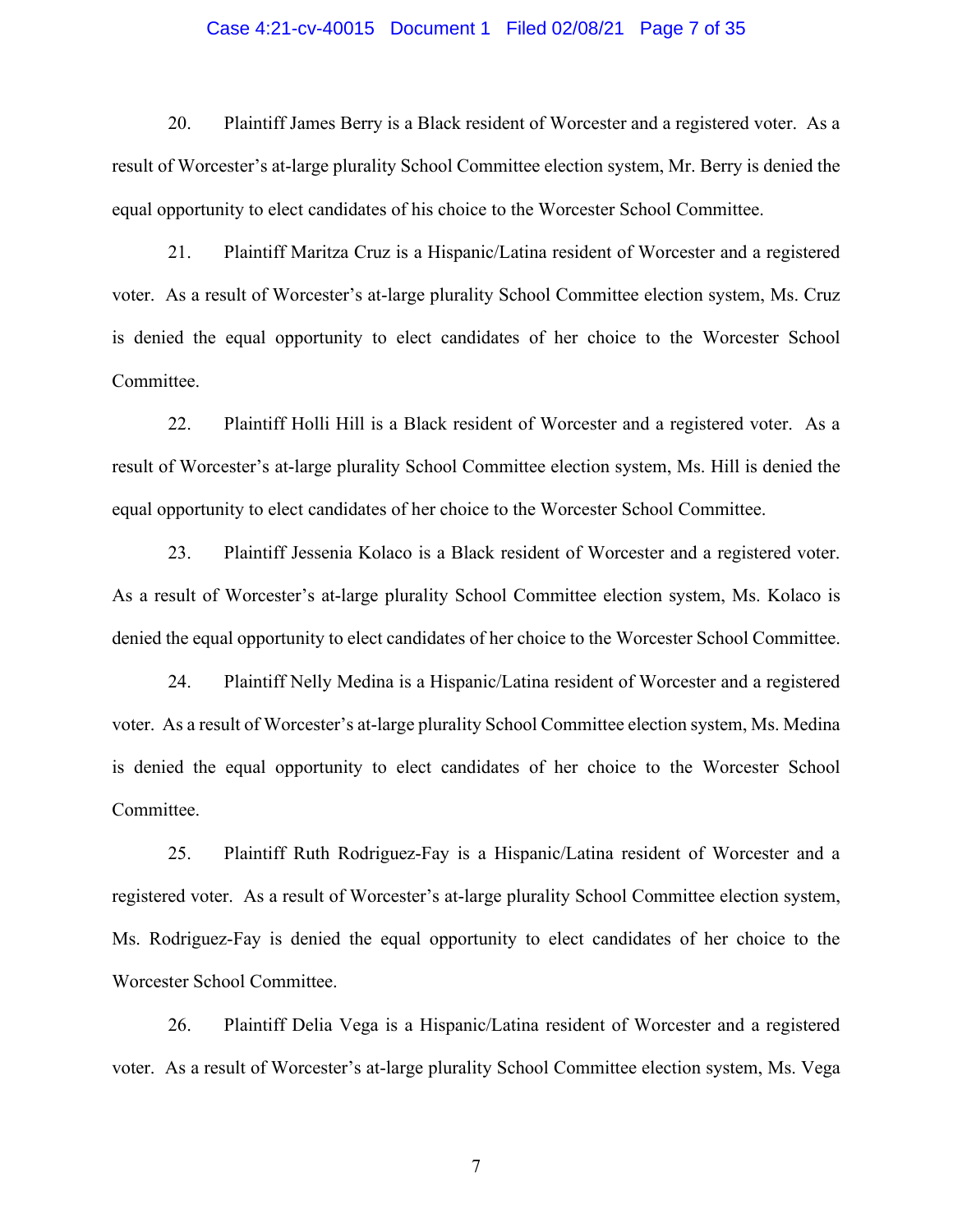20. Plaintiff James Berry is a Black resident of Worcester and a registered voter. As a result of Worcester's at-large plurality School Committee election system, Mr. Berry is denied the equal opportunity to elect candidates of his choice to the Worcester School Committee.

21. Plaintiff Maritza Cruz is a Hispanic/Latina resident of Worcester and a registered voter. As a result of Worcester's at-large plurality School Committee election system, Ms. Cruz is denied the equal opportunity to elect candidates of her choice to the Worcester School Committee.

22. Plaintiff Holli Hill is a Black resident of Worcester and a registered voter. As a result of Worcester's at-large plurality School Committee election system, Ms. Hill is denied the equal opportunity to elect candidates of her choice to the Worcester School Committee.

23. Plaintiff Jessenia Kolaco is a Black resident of Worcester and a registered voter. As a result of Worcester's at-large plurality School Committee election system, Ms. Kolaco is denied the equal opportunity to elect candidates of her choice to the Worcester School Committee.

24. Plaintiff Nelly Medina is a Hispanic/Latina resident of Worcester and a registered voter. As a result of Worcester's at-large plurality School Committee election system, Ms. Medina is denied the equal opportunity to elect candidates of her choice to the Worcester School Committee.

25. Plaintiff Ruth Rodriguez-Fay is a Hispanic/Latina resident of Worcester and a registered voter. As a result of Worcester's at-large plurality School Committee election system, Ms. Rodriguez-Fay is denied the equal opportunity to elect candidates of her choice to the Worcester School Committee.

26. Plaintiff Delia Vega is a Hispanic/Latina resident of Worcester and a registered voter. As a result of Worcester's at-large plurality School Committee election system, Ms. Vega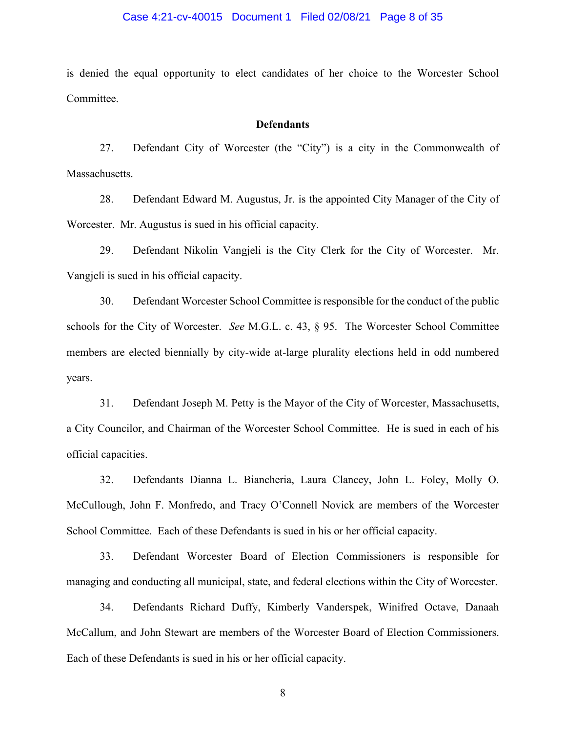is denied the equal opportunity to elect candidates of her choice to the Worcester School Committee.

**Defendants**

27. Defendant City of Worcester (the "City") is a city in the Commonwealth of Massachusetts.

28. Defendant Edward M. Augustus, Jr. is the appointed City Manager of the City of Worcester. Mr. Augustus is sued in his official capacity.

29. Defendant Nikolin Vangjeli is the City Clerk for the City of Worcester. Mr. Vangjeli is sued in his official capacity.

30. Defendant Worcester School Committee is responsible for the conduct of the public schools for the City of Worcester. *See* M.G.L. c. 43, § 95. The Worcester School Committee members are elected biennially by city-wide at-large plurality elections held in odd numbered years.

31. Defendant Joseph M. Petty is the Mayor of the City of Worcester, Massachusetts, a City Councilor, and Chairman of the Worcester School Committee. He is sued in each of his official capacities.

32. Defendants Dianna L. Biancheria, Laura Clancey, John L. Foley, Molly O. McCullough, John F. Monfredo, and Tracy O'Connell Novick are members of the Worcester School Committee. Each of these Defendants is sued in his or her official capacity.

33. Defendant Worcester Board of Election Commissioners is responsible for managing and conducting all municipal, state, and federal elections within the City of Worcester.

34. Defendants Richard Duffy, Kimberly Vanderspek, Winifred Octave, Danaah McCallum, and John Stewart are members of the Worcester Board of Election Commissioners. Each of these Defendants is sued in his or her official capacity.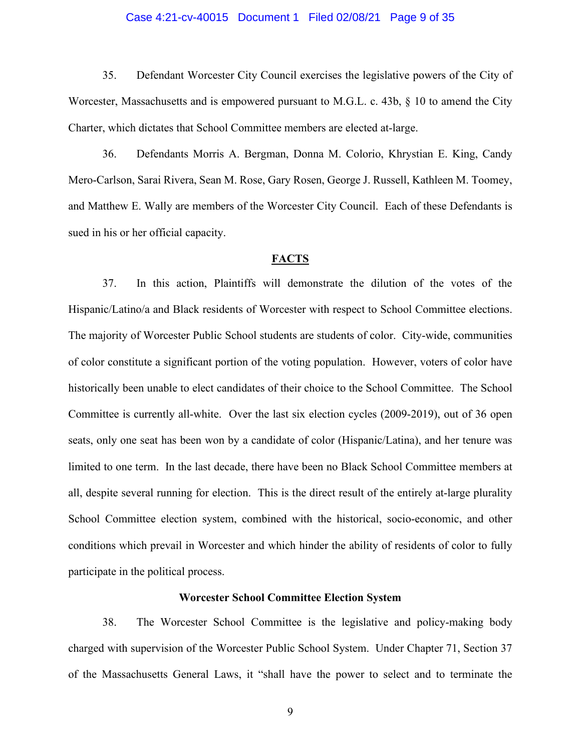35. Defendant Worcester City Council exercises the legislative powers of the City of Worcester, Massachusetts and is empowered pursuant to M.G.L. c. 43b, § 10 to amend the City Charter, which dictates that School Committee members are elected at-large.

36. Defendants Morris A. Bergman, Donna M. Colorio, Khrystian E. King, Candy Mero-Carlson, Sarai Rivera, Sean M. Rose, Gary Rosen, George J. Russell, Kathleen M. Toomey, and Matthew E. Wally are members of the Worcester City Council. Each of these Defendants is sued in his or her official capacity.

## FACTS

37. In this action, Plaintiffs will demonstrate the dilution of the votes of the Hispanic/Latino/a and Black residents of Worcester with respect to School Committee elections. The majority of Worcester Public School students are students of color. City-wide, communities of color constitute a significant portion of the voting population. However, voters of color have historically been unable to elect candidates of their choice to the School Committee. The School Committee is currently all-white. Over the last six election cycles (2009-2019), out of 36 open seats, only one seat has been won by a candidate of color (Hispanic/Latina), and her tenure was limited to one term. In the last decade, there have been no Black School Committee members at all, despite several running for election. This is the direct result of the entirely at-large plurality School Committee election system, combined with the historical, socio-economic, and other conditions which prevail in Worcester and which hinder the ability of residents of color to fully participate in the political process.

### Worcester School Committee Election System

38. The Worcester School Committee is the legislative and policy-making body charged with supervision of the Worcester Public School System. Under Chapter 71, Section 37 of the Massachusetts General Laws, it "shall have the power to select and to terminate the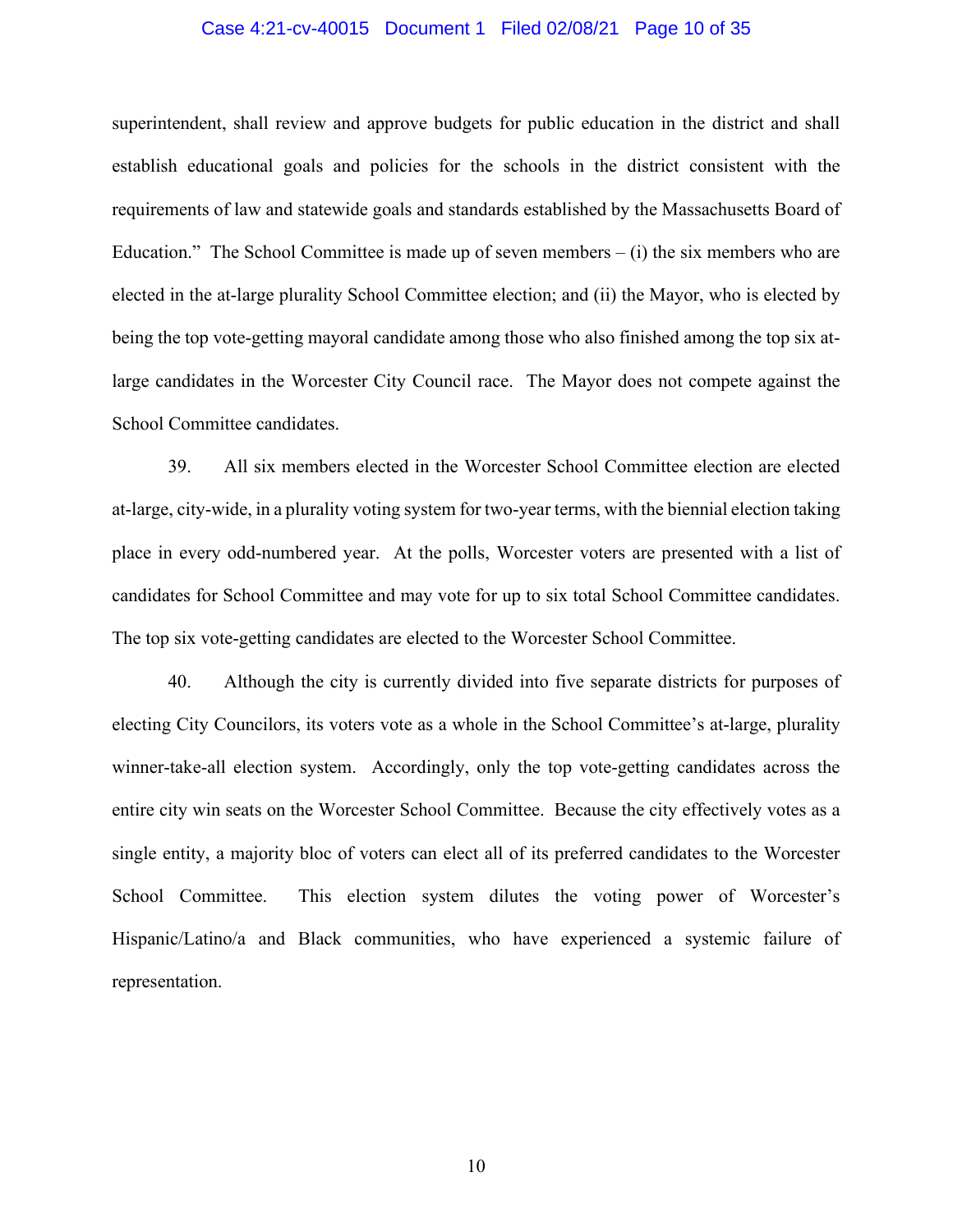superintendent, shall review and approve budgets for public education in the district and shall establish educational goals and policies for the schools in the district consistent with the requirements of law and statewide goals and standards established by the Massachusetts Board of Education." The School Committee is made up of seven members – (i) the six members who are elected in the at-large plurality School Committee election; and (ii) the Mayor, who is elected by being the top vote-getting mayoral candidate among those who also finished among the top six at-large candidates in the Worcester City Council race. The Mayor does not compete against the School Committee candidates.

39. All six members elected in the Worcester School Committee election are elected at-large, city-wide, in a plurality voting system for two-year terms, with the biennial election taking place in every odd-numbered year. At the polls, Worcester voters are presented with a list of candidates for School Committee and may vote for up to six total School Committee candidates. The top six vote-getting candidates are elected to the Worcester School Committee.

40. Although the city is currently divided into five separate districts for purposes of electing City Councilors, its voters vote as a whole in the School Committee's at-large, plurality winner-take-all election system. Accordingly, only the top vote-getting candidates across the entire city win seats on the Worcester School Committee. Because the city effectively votes as a single entity, a majority bloc of voters can elect all of its preferred candidates to the Worcester School Committee. This election system dilutes the voting power of Worcester's Hispanic/Latino/a and Black communities, who have experienced a systemic failure of representation.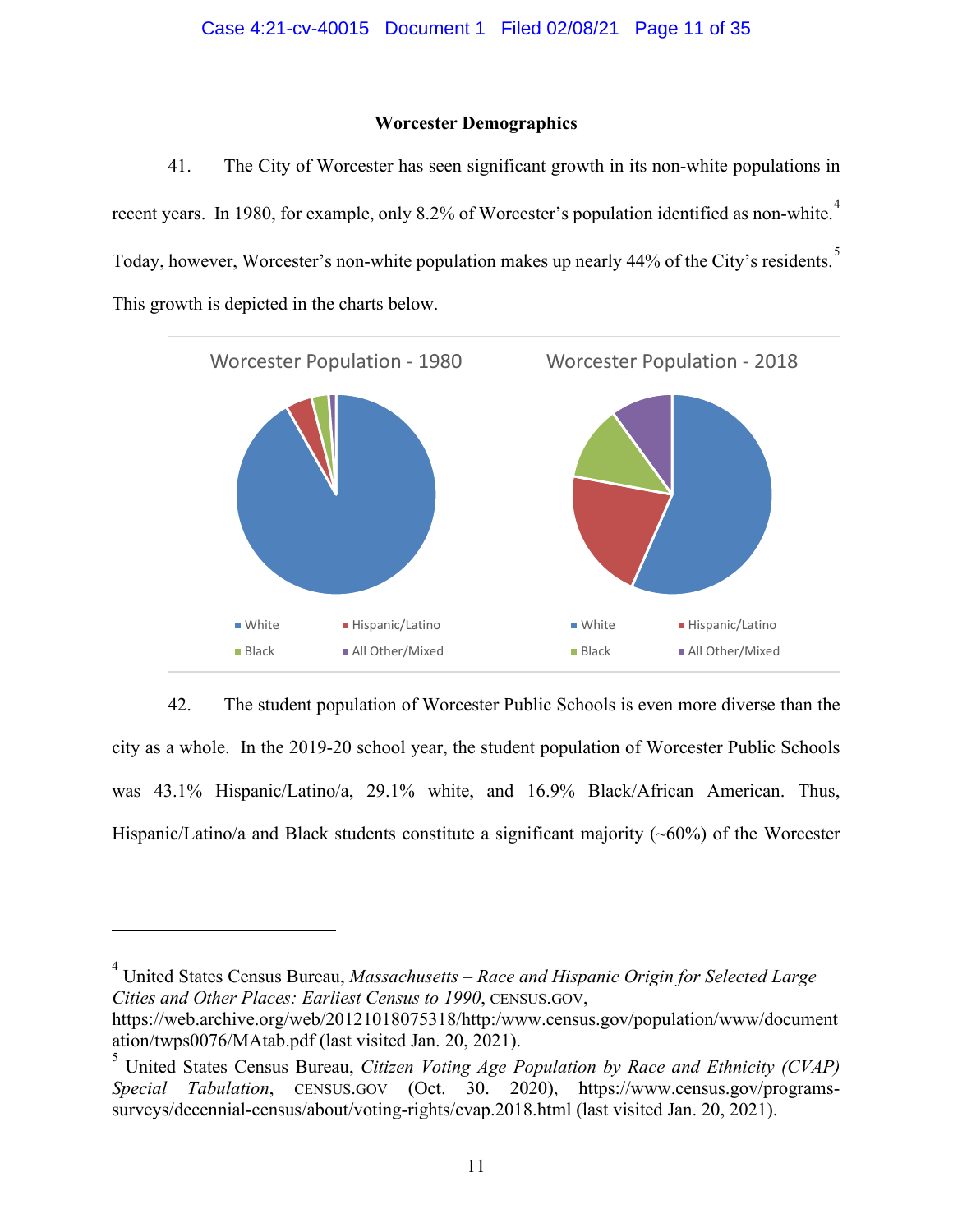**Worcester Demographics**

41. The City of Worcester has seen significant growth in its non-white populations in recent years. In 1980, for example, only 8.2% of Worcester's population identified as non-white.[4] Today, however, Worcester's non-white population makes up nearly 44% of the City's residents.[5] This growth is depicted in the charts below.

Worcester Population - 1980

White | Hispanic/Latino | Black | All Other/Mixed

Worcester Population - 2018

White | Hispanic/Latino | Black | All Other/Mixed

42. The student population of Worcester Public Schools is even more diverse than the city as a whole. In the 2019-20 school year, the student population of Worcester Public Schools was 43.1% Hispanic/Latino/a, 29.1% white, and 16.9% Black/African American. Thus, Hispanic/Latino/a and Black students constitute a significant majority (~60%) of the Worcester

---

[4] United States Census Bureau, *Massachusetts – Race and Hispanic Origin for Selected Large Cities and Other Places: Earliest Census to 1990*, CENSUS.GOV, https://web.archive.org/web/20121018075318/http:/www.census.gov/population/www/documentation/twps0076/MAtab.pdf (last visited Jan. 20, 2021).

[5] United States Census Bureau, *Citizen Voting Age Population by Race and Ethnicity (CVAP) Special Tabulation*, CENSUS.GOV (Oct. 30. 2020), https://www.census.gov/programs-surveys/decennial-census/about/voting-rights/cvap.2018.html (last visited Jan. 20, 2021).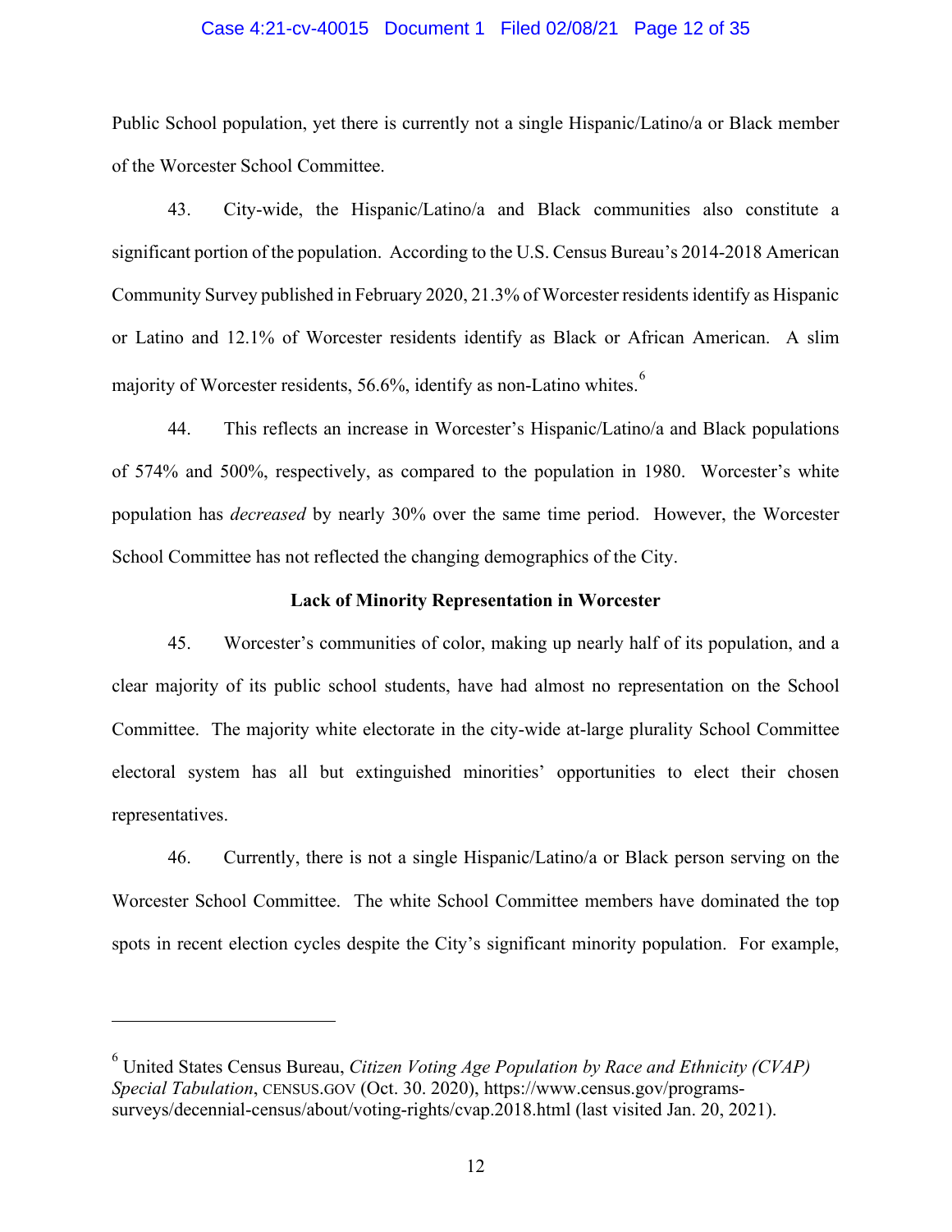Public School population, yet there is currently not a single Hispanic/Latino/a or Black member of the Worcester School Committee.

43. City-wide, the Hispanic/Latino/a and Black communities also constitute a significant portion of the population. According to the U.S. Census Bureau's 2014-2018 American Community Survey published in February 2020, 21.3% of Worcester residents identify as Hispanic or Latino and 12.1% of Worcester residents identify as Black or African American. A slim majority of Worcester residents, 56.6%, identify as non-Latino whites.[6]

44. This reflects an increase in Worcester's Hispanic/Latino/a and Black populations of 574% and 500%, respectively, as compared to the population in 1980. Worcester's white population has *decreased* by nearly 30% over the same time period. However, the Worcester School Committee has not reflected the changing demographics of the City.

**Lack of Minority Representation in Worcester**

45. Worcester's communities of color, making up nearly half of its population, and a clear majority of its public school students, have had almost no representation on the School Committee. The majority white electorate in the city-wide at-large plurality School Committee electoral system has all but extinguished minorities' opportunities to elect their chosen representatives.

46. Currently, there is not a single Hispanic/Latino/a or Black person serving on the Worcester School Committee. The white School Committee members have dominated the top spots in recent election cycles despite the City's significant minority population. For example,

---

[6] United States Census Bureau, *Citizen Voting Age Population by Race and Ethnicity (CVAP) Special Tabulation*, CENSUS.GOV (Oct. 30. 2020), https://www.census.gov/programs-surveys/decennial-census/about/voting-rights/cvap.2018.html (last visited Jan. 20, 2021).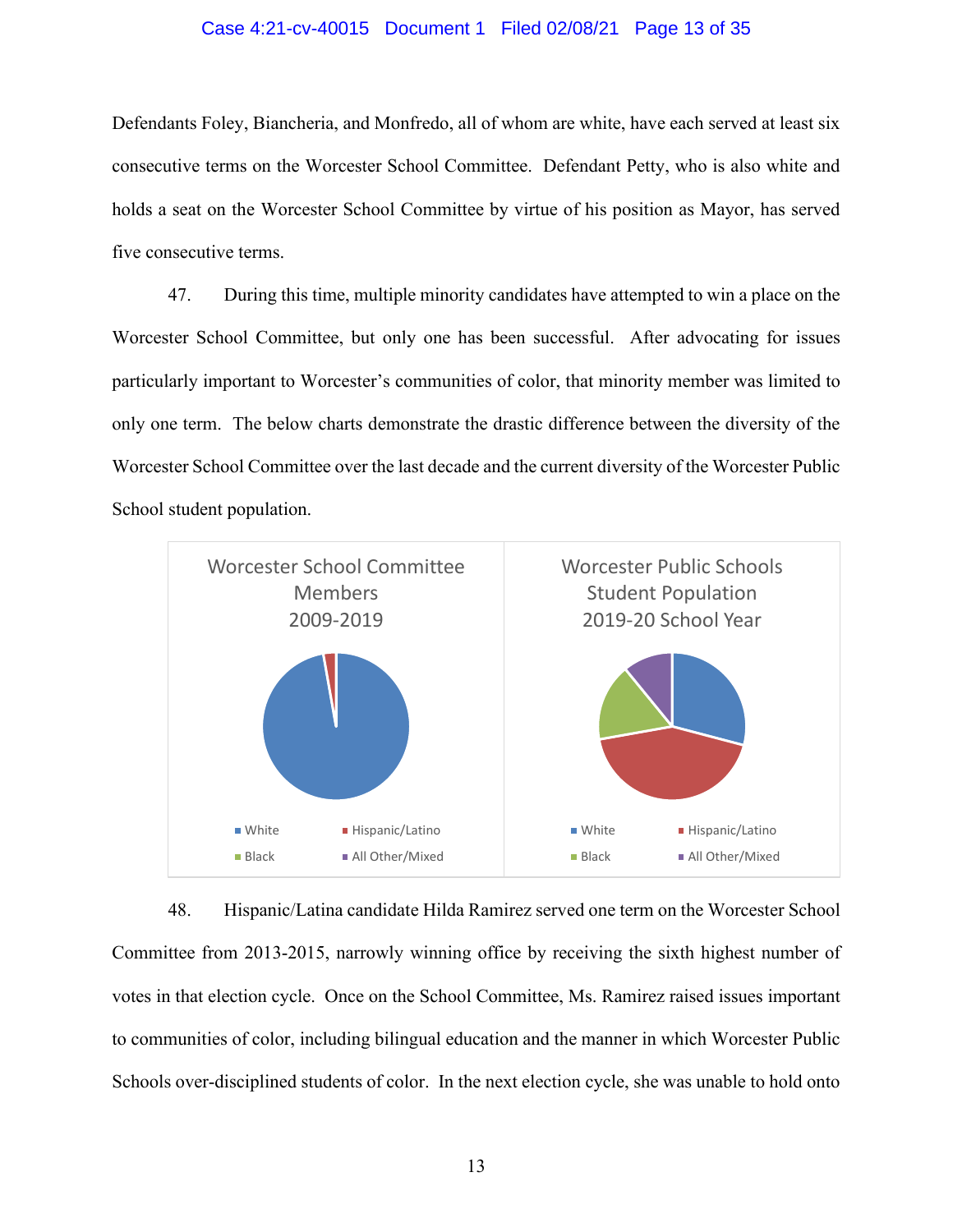Defendants Foley, Biancheria, and Monfredo, all of whom are white, have each served at least six consecutive terms on the Worcester School Committee. Defendant Petty, who is also white and holds a seat on the Worcester School Committee by virtue of his position as Mayor, has served five consecutive terms.

47. During this time, multiple minority candidates have attempted to win a place on the Worcester School Committee, but only one has been successful. After advocating for issues particularly important to Worcester's communities of color, that minority member was limited to only one term. The below charts demonstrate the drastic difference between the diversity of the Worcester School Committee over the last decade and the current diversity of the Worcester Public School student population.

Worcester School Committee Members 2009-2019

White · Hispanic/Latino · Black · All Other/Mixed

Worcester Public Schools Student Population 2019-20 School Year

White · Hispanic/Latino · Black · All Other/Mixed

48. Hispanic/Latina candidate Hilda Ramirez served one term on the Worcester School Committee from 2013-2015, narrowly winning office by receiving the sixth highest number of votes in that election cycle. Once on the School Committee, Ms. Ramirez raised issues important to communities of color, including bilingual education and the manner in which Worcester Public Schools over-disciplined students of color. In the next election cycle, she was unable to hold onto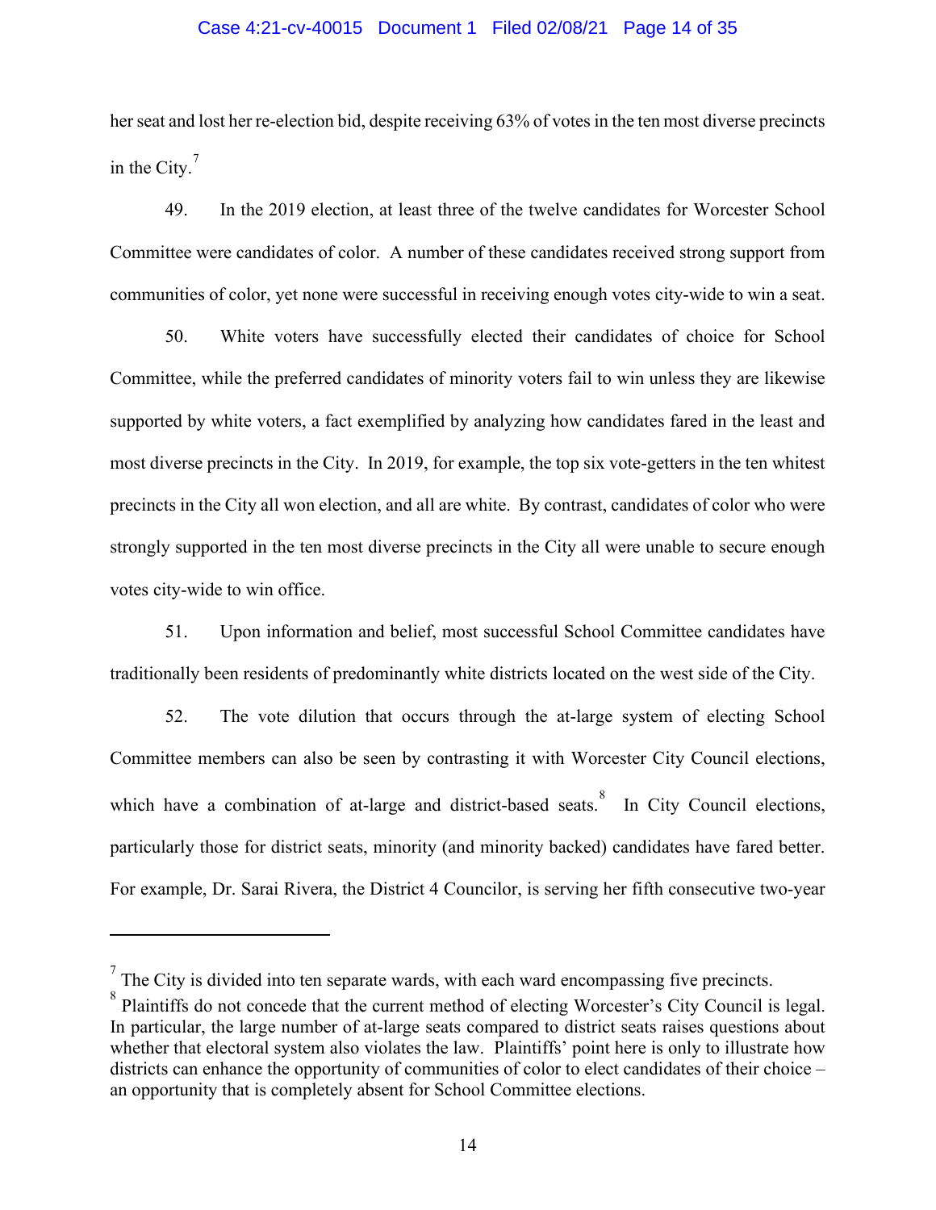her seat and lost her re-election bid, despite receiving 63% of votes in the ten most diverse precincts in the City.[7]

49. In the 2019 election, at least three of the twelve candidates for Worcester School Committee were candidates of color. A number of these candidates received strong support from communities of color, yet none were successful in receiving enough votes city-wide to win a seat.

50. White voters have successfully elected their candidates of choice for School Committee, while the preferred candidates of minority voters fail to win unless they are likewise supported by white voters, a fact exemplified by analyzing how candidates fared in the least and most diverse precincts in the City. In 2019, for example, the top six vote-getters in the ten whitest precincts in the City all won election, and all are white. By contrast, candidates of color who were strongly supported in the ten most diverse precincts in the City all were unable to secure enough votes city-wide to win office.

51. Upon information and belief, most successful School Committee candidates have traditionally been residents of predominantly white districts located on the west side of the City.

52. The vote dilution that occurs through the at-large system of electing School Committee members can also be seen by contrasting it with Worcester City Council elections, which have a combination of at-large and district-based seats.[8] In City Council elections, particularly those for district seats, minority (and minority backed) candidates have fared better. For example, Dr. Sarai Rivera, the District 4 Councilor, is serving her fifth consecutive two-year

---

[7] The City is divided into ten separate wards, with each ward encompassing five precincts.

[8] Plaintiffs do not concede that the current method of electing Worcester's City Council is legal. In particular, the large number of at-large seats compared to district seats raises questions about whether that electoral system also violates the law. Plaintiffs' point here is only to illustrate how districts can enhance the opportunity of communities of color to elect candidates of their choice – an opportunity that is completely absent for School Committee elections.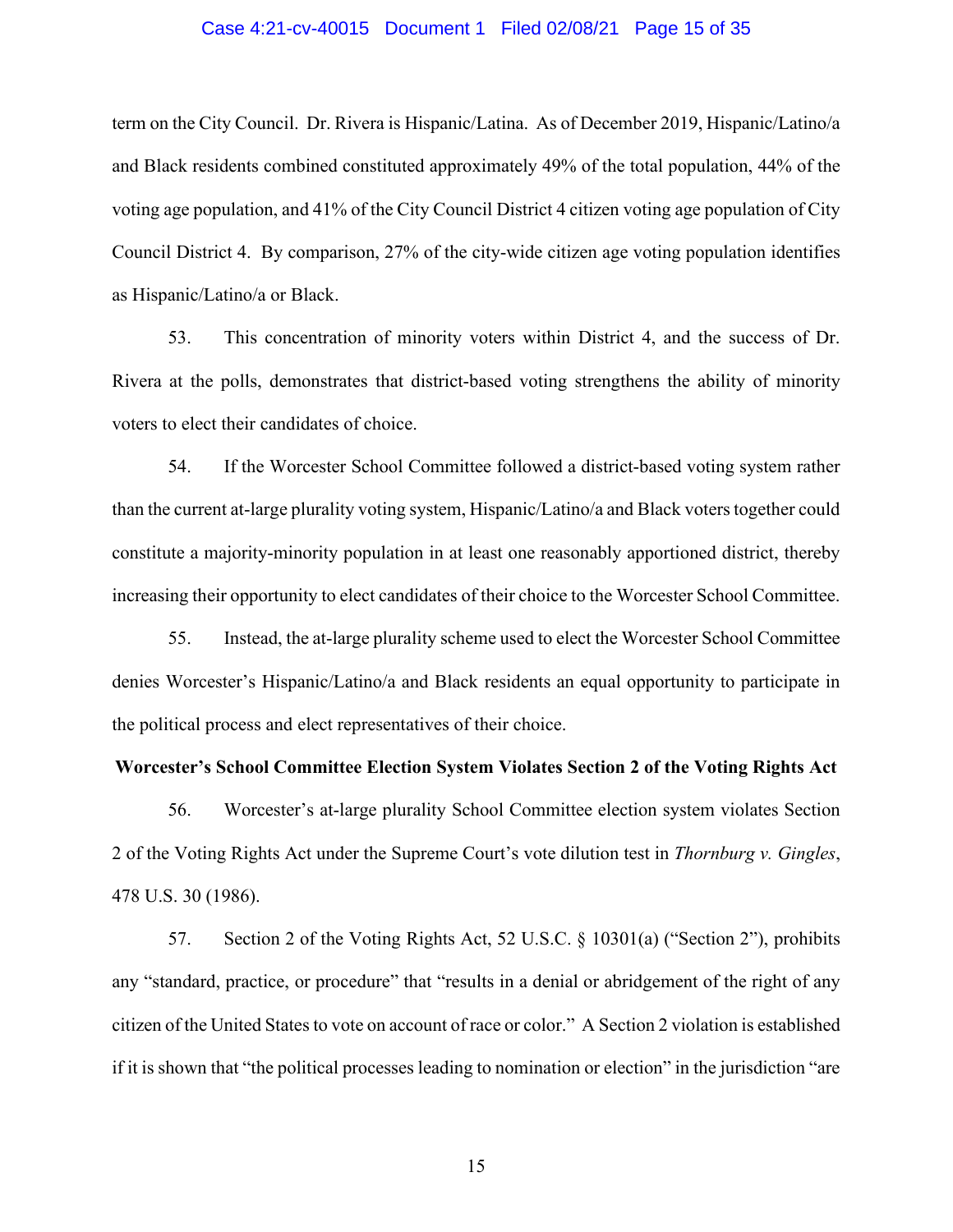term on the City Council. Dr. Rivera is Hispanic/Latina. As of December 2019, Hispanic/Latino/a and Black residents combined constituted approximately 49% of the total population, 44% of the voting age population, and 41% of the City Council District 4 citizen voting age population of City Council District 4. By comparison, 27% of the city-wide citizen age voting population identifies as Hispanic/Latino/a or Black.

53. This concentration of minority voters within District 4, and the success of Dr. Rivera at the polls, demonstrates that district-based voting strengthens the ability of minority voters to elect their candidates of choice.

54. If the Worcester School Committee followed a district-based voting system rather than the current at-large plurality voting system, Hispanic/Latino/a and Black voters together could constitute a majority-minority population in at least one reasonably apportioned district, thereby increasing their opportunity to elect candidates of their choice to the Worcester School Committee.

55. Instead, the at-large plurality scheme used to elect the Worcester School Committee denies Worcester's Hispanic/Latino/a and Black residents an equal opportunity to participate in the political process and elect representatives of their choice.

**Worcester's School Committee Election System Violates Section 2 of the Voting Rights Act**

56. Worcester's at-large plurality School Committee election system violates Section 2 of the Voting Rights Act under the Supreme Court's vote dilution test in *Thornburg v. Gingles*, 478 U.S. 30 (1986).

57. Section 2 of the Voting Rights Act, 52 U.S.C. § 10301(a) ("Section 2"), prohibits any "standard, practice, or procedure" that "results in a denial or abridgement of the right of any citizen of the United States to vote on account of race or color." A Section 2 violation is established if it is shown that "the political processes leading to nomination or election" in the jurisdiction "are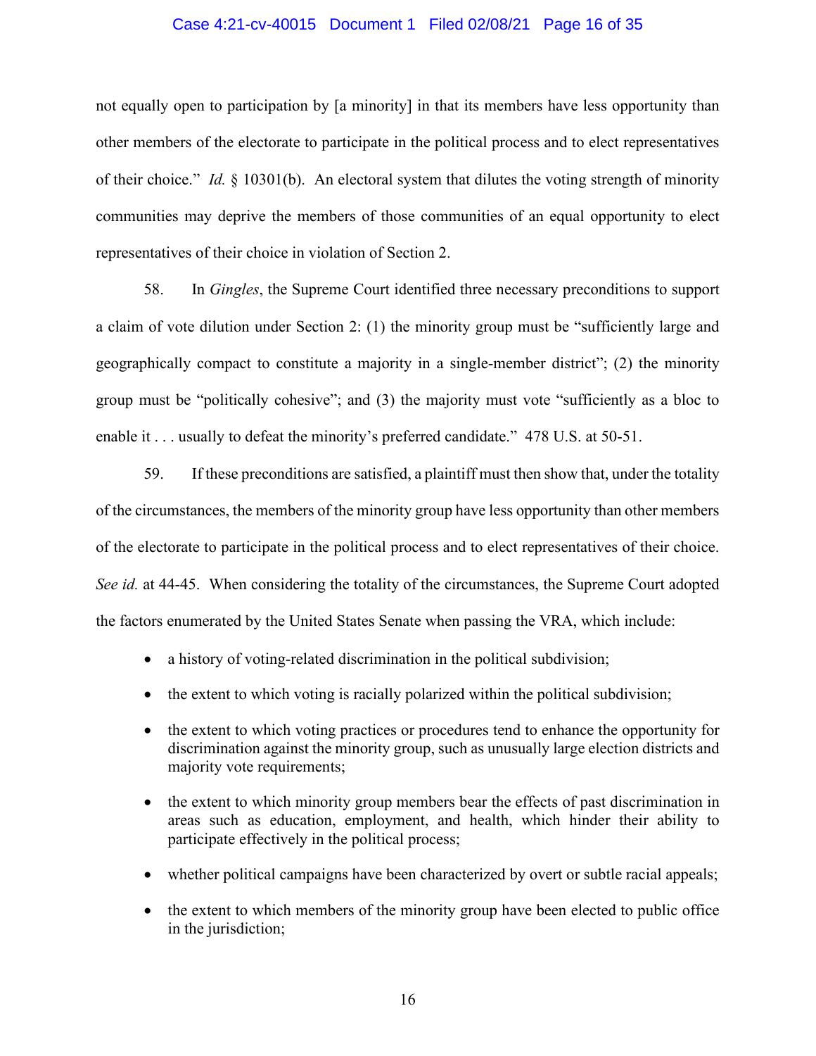not equally open to participation by [a minority] in that its members have less opportunity than other members of the electorate to participate in the political process and to elect representatives of their choice." *Id.* § 10301(b). An electoral system that dilutes the voting strength of minority communities may deprive the members of those communities of an equal opportunity to elect representatives of their choice in violation of Section 2.

58. In *Gingles*, the Supreme Court identified three necessary preconditions to support a claim of vote dilution under Section 2: (1) the minority group must be "sufficiently large and geographically compact to constitute a majority in a single-member district"; (2) the minority group must be "politically cohesive"; and (3) the majority must vote "sufficiently as a bloc to enable it . . . usually to defeat the minority's preferred candidate." 478 U.S. at 50-51.

59. If these preconditions are satisfied, a plaintiff must then show that, under the totality of the circumstances, the members of the minority group have less opportunity than other members of the electorate to participate in the political process and to elect representatives of their choice. *See id.* at 44-45. When considering the totality of the circumstances, the Supreme Court adopted the factors enumerated by the United States Senate when passing the VRA, which include:

- a history of voting-related discrimination in the political subdivision;
- the extent to which voting is racially polarized within the political subdivision;
- the extent to which voting practices or procedures tend to enhance the opportunity for discrimination against the minority group, such as unusually large election districts and majority vote requirements;
- the extent to which minority group members bear the effects of past discrimination in areas such as education, employment, and health, which hinder their ability to participate effectively in the political process;
- whether political campaigns have been characterized by overt or subtle racial appeals;
- the extent to which members of the minority group have been elected to public office in the jurisdiction;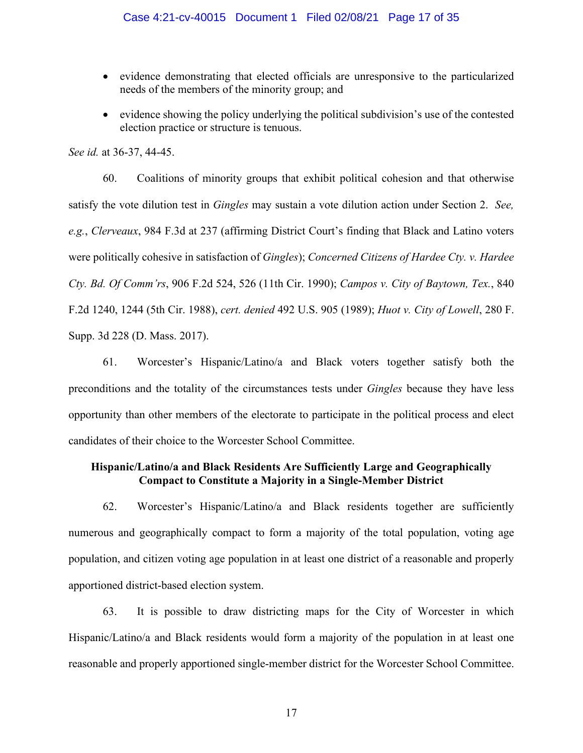- evidence demonstrating that elected officials are unresponsive to the particularized needs of the members of the minority group; and
- evidence showing the policy underlying the political subdivision's use of the contested election practice or structure is tenuous.

*See id.* at 36-37, 44-45.

60. Coalitions of minority groups that exhibit political cohesion and that otherwise satisfy the vote dilution test in *Gingles* may sustain a vote dilution action under Section 2. *See, e.g.*, *Clerveaux*, 984 F.3d at 237 (affirming District Court's finding that Black and Latino voters were politically cohesive in satisfaction of *Gingles*); *Concerned Citizens of Hardee Cty. v. Hardee Cty. Bd. Of Comm'rs*, 906 F.2d 524, 526 (11th Cir. 1990); *Campos v. City of Baytown, Tex.*, 840 F.2d 1240, 1244 (5th Cir. 1988), *cert. denied* 492 U.S. 905 (1989); *Huot v. City of Lowell*, 280 F. Supp. 3d 228 (D. Mass. 2017).

61. Worcester's Hispanic/Latino/a and Black voters together satisfy both the preconditions and the totality of the circumstances tests under *Gingles* because they have less opportunity than other members of the electorate to participate in the political process and elect candidates of their choice to the Worcester School Committee.

**Hispanic/Latino/a and Black Residents Are Sufficiently Large and Geographically Compact to Constitute a Majority in a Single-Member District**

62. Worcester's Hispanic/Latino/a and Black residents together are sufficiently numerous and geographically compact to form a majority of the total population, voting age population, and citizen voting age population in at least one district of a reasonable and properly apportioned district-based election system.

63. It is possible to draw districting maps for the City of Worcester in which Hispanic/Latino/a and Black residents would form a majority of the population in at least one reasonable and properly apportioned single-member district for the Worcester School Committee.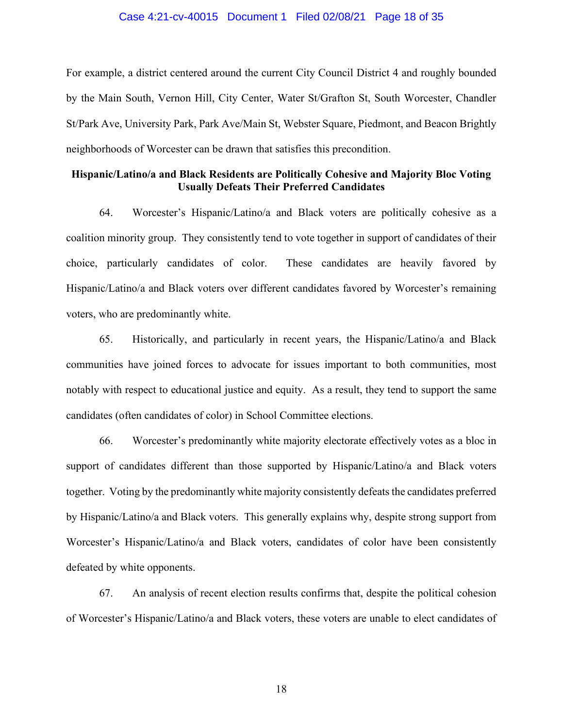For example, a district centered around the current City Council District 4 and roughly bounded by the Main South, Vernon Hill, City Center, Water St/Grafton St, South Worcester, Chandler St/Park Ave, University Park, Park Ave/Main St, Webster Square, Piedmont, and Beacon Brightly neighborhoods of Worcester can be drawn that satisfies this precondition.

**Hispanic/Latino/a and Black Residents are Politically Cohesive and Majority Bloc Voting Usually Defeats Their Preferred Candidates**

64. Worcester's Hispanic/Latino/a and Black voters are politically cohesive as a coalition minority group. They consistently tend to vote together in support of candidates of their choice, particularly candidates of color. These candidates are heavily favored by Hispanic/Latino/a and Black voters over different candidates favored by Worcester's remaining voters, who are predominantly white.

65. Historically, and particularly in recent years, the Hispanic/Latino/a and Black communities have joined forces to advocate for issues important to both communities, most notably with respect to educational justice and equity. As a result, they tend to support the same candidates (often candidates of color) in School Committee elections.

66. Worcester's predominantly white majority electorate effectively votes as a bloc in support of candidates different than those supported by Hispanic/Latino/a and Black voters together. Voting by the predominantly white majority consistently defeats the candidates preferred by Hispanic/Latino/a and Black voters. This generally explains why, despite strong support from Worcester's Hispanic/Latino/a and Black voters, candidates of color have been consistently defeated by white opponents.

67. An analysis of recent election results confirms that, despite the political cohesion of Worcester's Hispanic/Latino/a and Black voters, these voters are unable to elect candidates of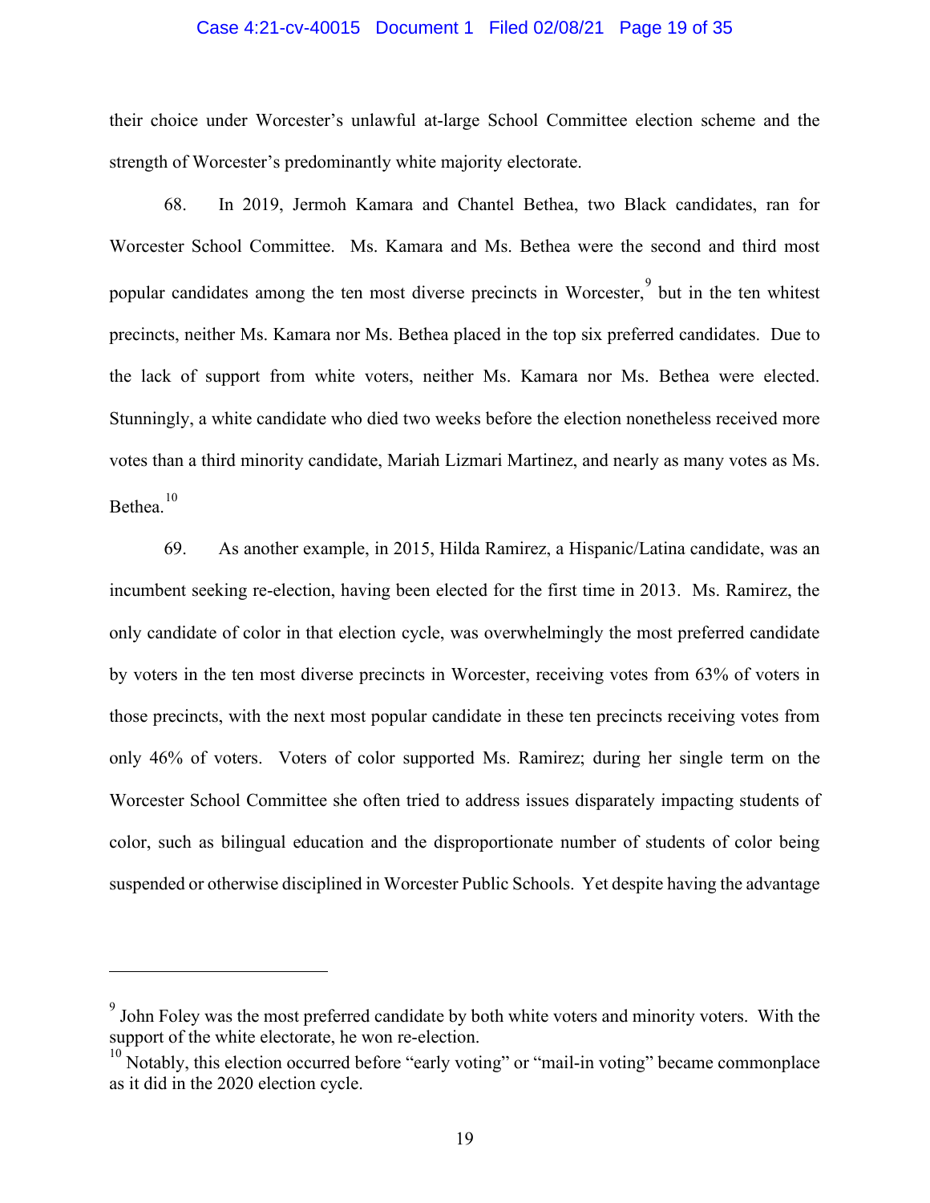their choice under Worcester's unlawful at-large School Committee election scheme and the strength of Worcester's predominantly white majority electorate.

68. In 2019, Jermoh Kamara and Chantel Bethea, two Black candidates, ran for Worcester School Committee. Ms. Kamara and Ms. Bethea were the second and third most popular candidates among the ten most diverse precincts in Worcester,[9] but in the ten whitest precincts, neither Ms. Kamara nor Ms. Bethea placed in the top six preferred candidates. Due to the lack of support from white voters, neither Ms. Kamara nor Ms. Bethea were elected. Stunningly, a white candidate who died two weeks before the election nonetheless received more votes than a third minority candidate, Mariah Lizmari Martinez, and nearly as many votes as Ms. Bethea.[10]

69. As another example, in 2015, Hilda Ramirez, a Hispanic/Latina candidate, was an incumbent seeking re-election, having been elected for the first time in 2013. Ms. Ramirez, the only candidate of color in that election cycle, was overwhelmingly the most preferred candidate by voters in the ten most diverse precincts in Worcester, receiving votes from 63% of voters in those precincts, with the next most popular candidate in these ten precincts receiving votes from only 46% of voters. Voters of color supported Ms. Ramirez; during her single term on the Worcester School Committee she often tried to address issues disparately impacting students of color, such as bilingual education and the disproportionate number of students of color being suspended or otherwise disciplined in Worcester Public Schools. Yet despite having the advantage

---

[9] John Foley was the most preferred candidate by both white voters and minority voters. With the support of the white electorate, he won re-election.

[10] Notably, this election occurred before "early voting" or "mail-in voting" became commonplace as it did in the 2020 election cycle.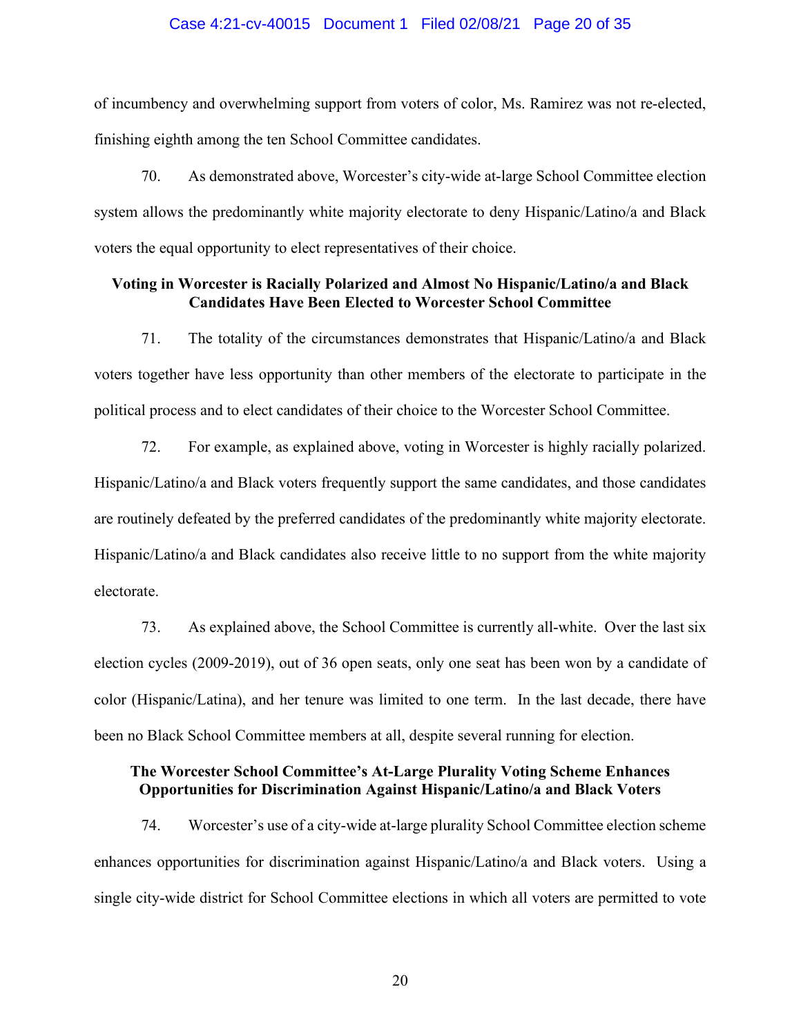of incumbency and overwhelming support from voters of color, Ms. Ramirez was not re-elected, finishing eighth among the ten School Committee candidates.

70. As demonstrated above, Worcester's city-wide at-large School Committee election system allows the predominantly white majority electorate to deny Hispanic/Latino/a and Black voters the equal opportunity to elect representatives of their choice.

**Voting in Worcester is Racially Polarized and Almost No Hispanic/Latino/a and Black Candidates Have Been Elected to Worcester School Committee**

71. The totality of the circumstances demonstrates that Hispanic/Latino/a and Black voters together have less opportunity than other members of the electorate to participate in the political process and to elect candidates of their choice to the Worcester School Committee.

72. For example, as explained above, voting in Worcester is highly racially polarized. Hispanic/Latino/a and Black voters frequently support the same candidates, and those candidates are routinely defeated by the preferred candidates of the predominantly white majority electorate. Hispanic/Latino/a and Black candidates also receive little to no support from the white majority electorate.

73. As explained above, the School Committee is currently all-white. Over the last six election cycles (2009-2019), out of 36 open seats, only one seat has been won by a candidate of color (Hispanic/Latina), and her tenure was limited to one term. In the last decade, there have been no Black School Committee members at all, despite several running for election.

**The Worcester School Committee's At-Large Plurality Voting Scheme Enhances Opportunities for Discrimination Against Hispanic/Latino/a and Black Voters**

74. Worcester's use of a city-wide at-large plurality School Committee election scheme enhances opportunities for discrimination against Hispanic/Latino/a and Black voters. Using a single city-wide district for School Committee elections in which all voters are permitted to vote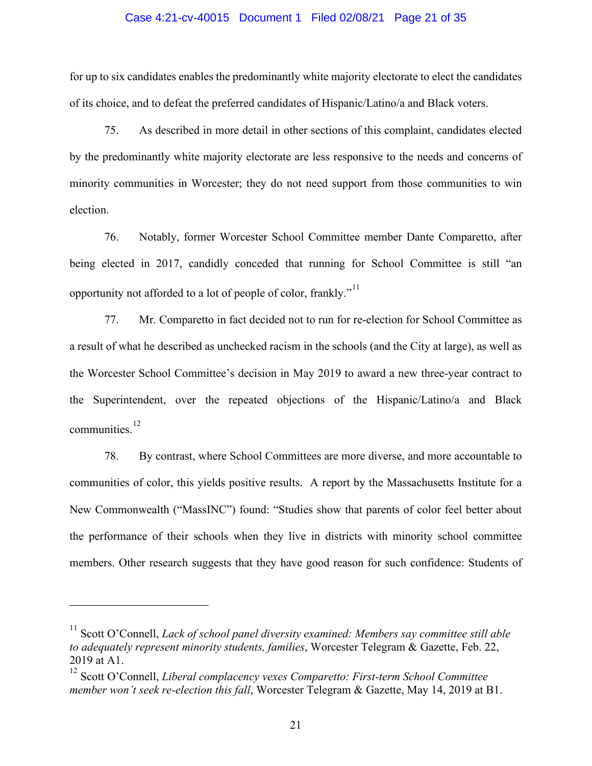for up to six candidates enables the predominantly white majority electorate to elect the candidates of its choice, and to defeat the preferred candidates of Hispanic/Latino/a and Black voters.

75. As described in more detail in other sections of this complaint, candidates elected by the predominantly white majority electorate are less responsive to the needs and concerns of minority communities in Worcester; they do not need support from those communities to win election.

76. Notably, former Worcester School Committee member Dante Comparetto, after being elected in 2017, candidly conceded that running for School Committee is still "an opportunity not afforded to a lot of people of color, frankly."[11]

77. Mr. Comparetto in fact decided not to run for re-election for School Committee as a result of what he described as unchecked racism in the schools (and the City at large), as well as the Worcester School Committee's decision in May 2019 to award a new three-year contract to the Superintendent, over the repeated objections of the Hispanic/Latino/a and Black communities.[12]

78. By contrast, where School Committees are more diverse, and more accountable to communities of color, this yields positive results. A report by the Massachusetts Institute for a New Commonwealth ("MassINC") found: "Studies show that parents of color feel better about the performance of their schools when they live in districts with minority school committee members. Other research suggests that they have good reason for such confidence: Students of

---

[11] Scott O'Connell, *Lack of school panel diversity examined: Members say committee still able to adequately represent minority students, families*, Worcester Telegram & Gazette, Feb. 22, 2019 at A1.

[12] Scott O'Connell, *Liberal complacency vexes Comparetto: First-term School Committee member won't seek re-election this fall*, Worcester Telegram & Gazette, May 14, 2019 at B1.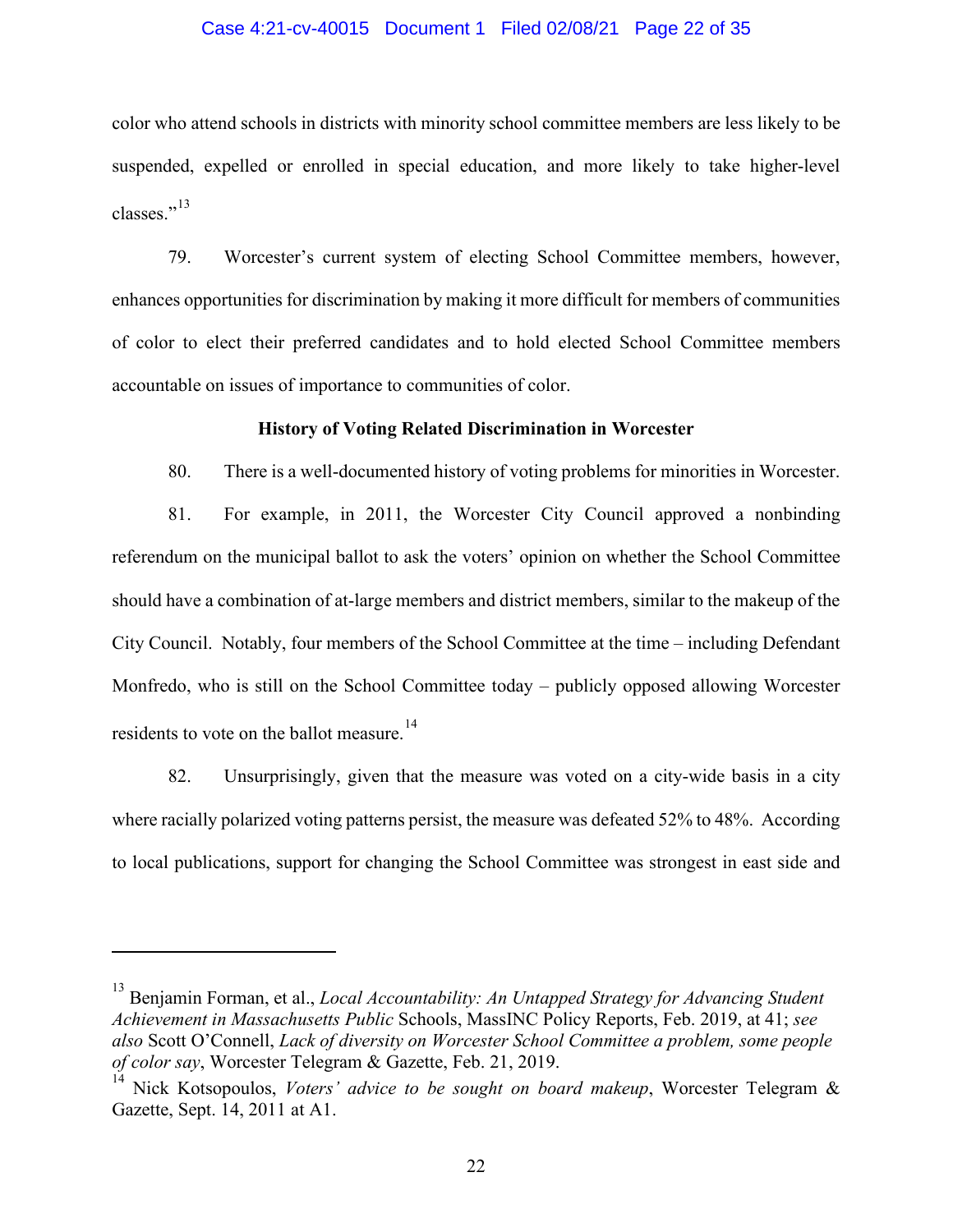color who attend schools in districts with minority school committee members are less likely to be suspended, expelled or enrolled in special education, and more likely to take higher-level classes."[13]

79. Worcester's current system of electing School Committee members, however, enhances opportunities for discrimination by making it more difficult for members of communities of color to elect their preferred candidates and to hold elected School Committee members accountable on issues of importance to communities of color.

**History of Voting Related Discrimination in Worcester**

80. There is a well-documented history of voting problems for minorities in Worcester.

81. For example, in 2011, the Worcester City Council approved a nonbinding referendum on the municipal ballot to ask the voters' opinion on whether the School Committee should have a combination of at-large members and district members, similar to the makeup of the City Council. Notably, four members of the School Committee at the time – including Defendant Monfredo, who is still on the School Committee today – publicly opposed allowing Worcester residents to vote on the ballot measure.[14]

82. Unsurprisingly, given that the measure was voted on a city-wide basis in a city where racially polarized voting patterns persist, the measure was defeated 52% to 48%. According to local publications, support for changing the School Committee was strongest in east side and

---

[13] Benjamin Forman, et al., *Local Accountability: An Untapped Strategy for Advancing Student Achievement in Massachusetts Public* Schools, MassINC Policy Reports, Feb. 2019, at 41; *see also* Scott O'Connell, *Lack of diversity on Worcester School Committee a problem, some people of color say*, Worcester Telegram & Gazette, Feb. 21, 2019.

[14] Nick Kotsopoulos, *Voters' advice to be sought on board makeup*, Worcester Telegram & Gazette, Sept. 14, 2011 at A1.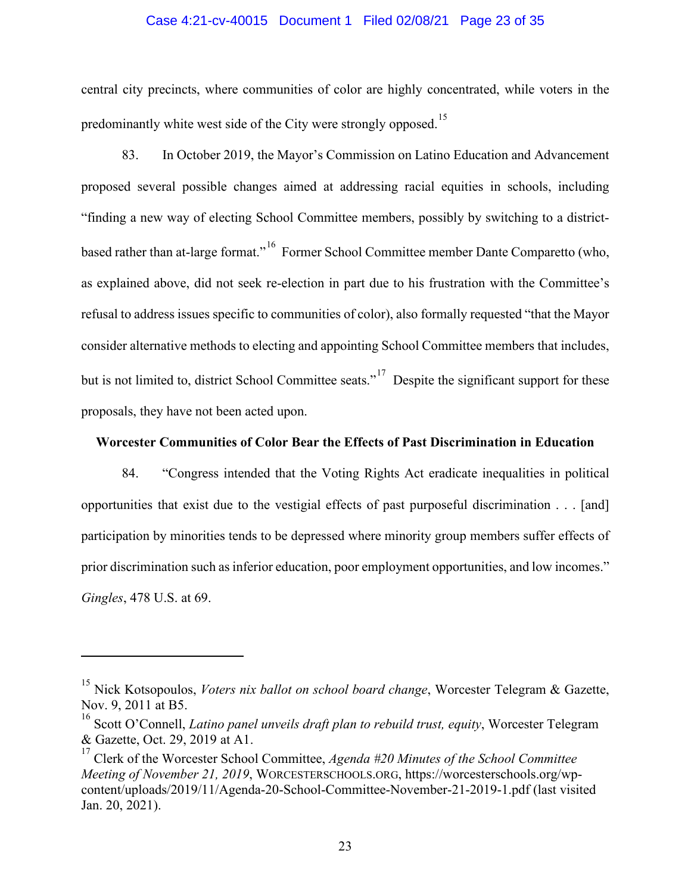central city precincts, where communities of color are highly concentrated, while voters in the predominantly white west side of the City were strongly opposed.[15]

83. In October 2019, the Mayor's Commission on Latino Education and Advancement proposed several possible changes aimed at addressing racial equities in schools, including "finding a new way of electing School Committee members, possibly by switching to a district-based rather than at-large format."[16] Former School Committee member Dante Comparetto (who, as explained above, did not seek re-election in part due to his frustration with the Committee's refusal to address issues specific to communities of color), also formally requested "that the Mayor consider alternative methods to electing and appointing School Committee members that includes, but is not limited to, district School Committee seats."[17] Despite the significant support for these proposals, they have not been acted upon.

**Worcester Communities of Color Bear the Effects of Past Discrimination in Education**

84. "Congress intended that the Voting Rights Act eradicate inequalities in political opportunities that exist due to the vestigial effects of past purposeful discrimination . . . [and] participation by minorities tends to be depressed where minority group members suffer effects of prior discrimination such as inferior education, poor employment opportunities, and low incomes." *Gingles*, 478 U.S. at 69.

---

[15] Nick Kotsopoulos, *Voters nix ballot on school board change*, Worcester Telegram & Gazette, Nov. 9, 2011 at B5.

[16] Scott O'Connell, *Latino panel unveils draft plan to rebuild trust, equity*, Worcester Telegram & Gazette, Oct. 29, 2019 at A1.

[17] Clerk of the Worcester School Committee, *Agenda #20 Minutes of the School Committee Meeting of November 21, 2019*, WORCESTERSCHOOLS.ORG, https://worcesterschools.org/wp-content/uploads/2019/11/Agenda-20-School-Committee-November-21-2019-1.pdf (last visited Jan. 20, 2021).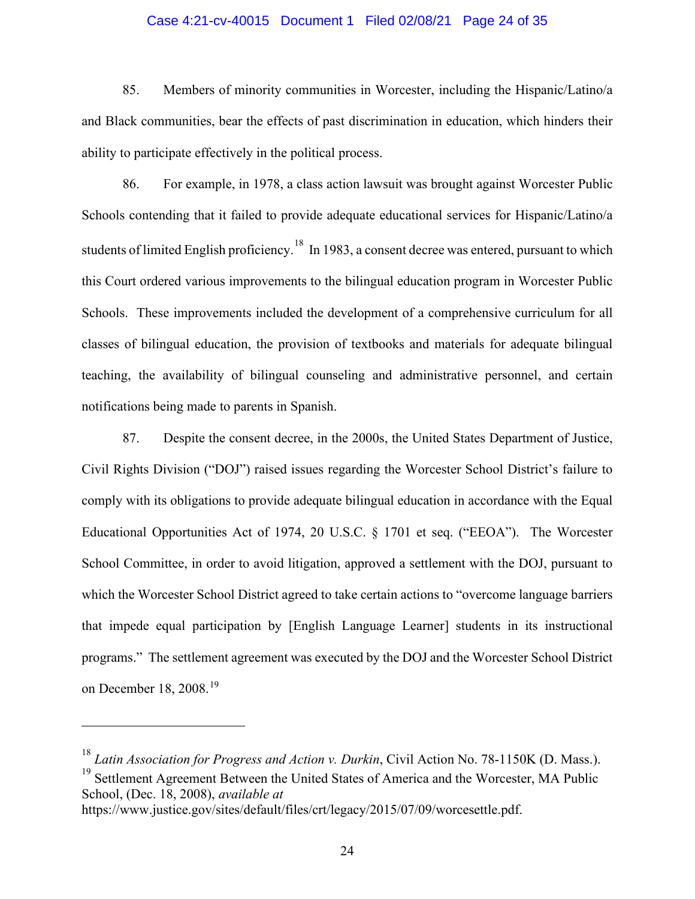85. Members of minority communities in Worcester, including the Hispanic/Latino/a and Black communities, bear the effects of past discrimination in education, which hinders their ability to participate effectively in the political process.

86. For example, in 1978, a class action lawsuit was brought against Worcester Public Schools contending that it failed to provide adequate educational services for Hispanic/Latino/a students of limited English proficiency.[18] In 1983, a consent decree was entered, pursuant to which this Court ordered various improvements to the bilingual education program in Worcester Public Schools. These improvements included the development of a comprehensive curriculum for all classes of bilingual education, the provision of textbooks and materials for adequate bilingual teaching, the availability of bilingual counseling and administrative personnel, and certain notifications being made to parents in Spanish.

87. Despite the consent decree, in the 2000s, the United States Department of Justice, Civil Rights Division ("DOJ") raised issues regarding the Worcester School District's failure to comply with its obligations to provide adequate bilingual education in accordance with the Equal Educational Opportunities Act of 1974, 20 U.S.C. § 1701 et seq. ("EEOA"). The Worcester School Committee, in order to avoid litigation, approved a settlement with the DOJ, pursuant to which the Worcester School District agreed to take certain actions to "overcome language barriers that impede equal participation by [English Language Learner] students in its instructional programs." The settlement agreement was executed by the DOJ and the Worcester School District on December 18, 2008.[19]

---

[18] *Latin Association for Progress and Action v. Durkin*, Civil Action No. 78-1150K (D. Mass.).

[19] Settlement Agreement Between the United States of America and the Worcester, MA Public School, (Dec. 18, 2008), *available at* https://www.justice.gov/sites/default/files/crt/legacy/2015/07/09/worcesettle.pdf.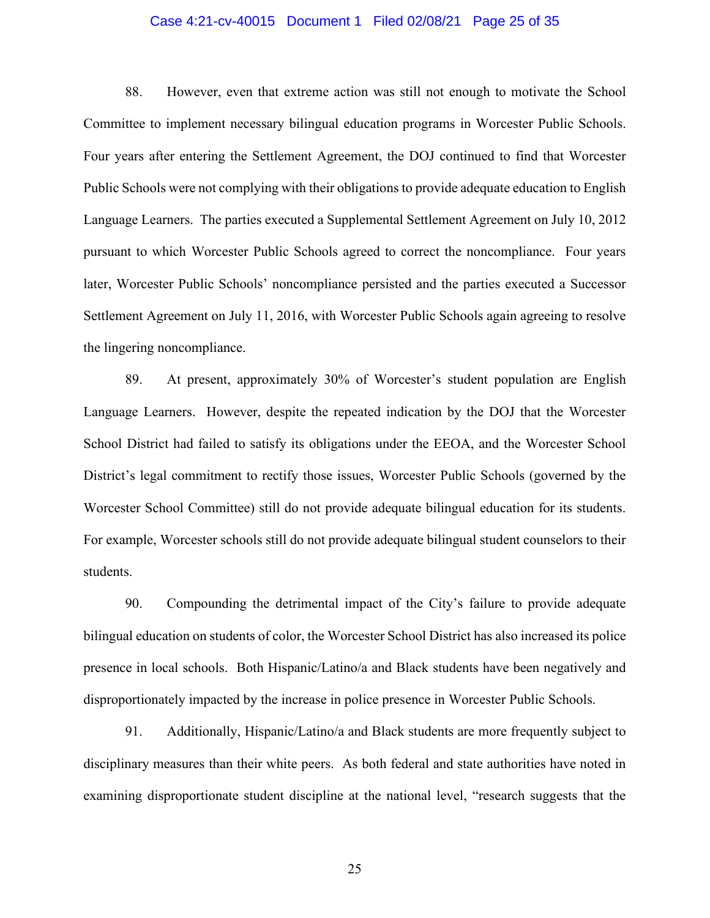88. However, even that extreme action was still not enough to motivate the School Committee to implement necessary bilingual education programs in Worcester Public Schools. Four years after entering the Settlement Agreement, the DOJ continued to find that Worcester Public Schools were not complying with their obligations to provide adequate education to English Language Learners. The parties executed a Supplemental Settlement Agreement on July 10, 2012 pursuant to which Worcester Public Schools agreed to correct the noncompliance. Four years later, Worcester Public Schools' noncompliance persisted and the parties executed a Successor Settlement Agreement on July 11, 2016, with Worcester Public Schools again agreeing to resolve the lingering noncompliance.

89. At present, approximately 30% of Worcester's student population are English Language Learners. However, despite the repeated indication by the DOJ that the Worcester School District had failed to satisfy its obligations under the EEOA, and the Worcester School District's legal commitment to rectify those issues, Worcester Public Schools (governed by the Worcester School Committee) still do not provide adequate bilingual education for its students. For example, Worcester schools still do not provide adequate bilingual student counselors to their students.

90. Compounding the detrimental impact of the City's failure to provide adequate bilingual education on students of color, the Worcester School District has also increased its police presence in local schools. Both Hispanic/Latino/a and Black students have been negatively and disproportionately impacted by the increase in police presence in Worcester Public Schools.

91. Additionally, Hispanic/Latino/a and Black students are more frequently subject to disciplinary measures than their white peers. As both federal and state authorities have noted in examining disproportionate student discipline at the national level, "research suggests that the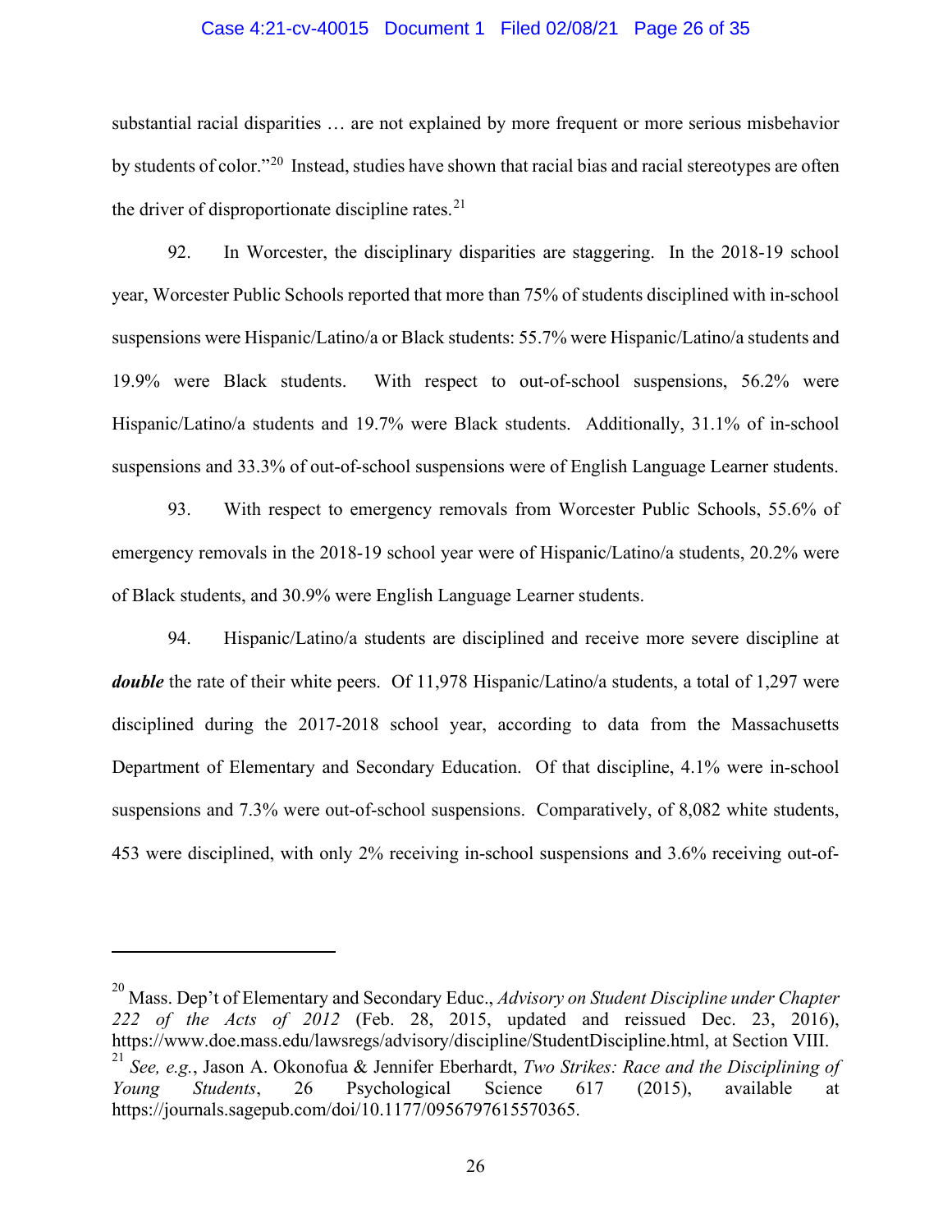substantial racial disparities … are not explained by more frequent or more serious misbehavior by students of color."[20] Instead, studies have shown that racial bias and racial stereotypes are often the driver of disproportionate discipline rates.[21]

92. In Worcester, the disciplinary disparities are staggering. In the 2018-19 school year, Worcester Public Schools reported that more than 75% of students disciplined with in-school suspensions were Hispanic/Latino/a or Black students: 55.7% were Hispanic/Latino/a students and 19.9% were Black students. With respect to out-of-school suspensions, 56.2% were Hispanic/Latino/a students and 19.7% were Black students. Additionally, 31.1% of in-school suspensions and 33.3% of out-of-school suspensions were of English Language Learner students.

93. With respect to emergency removals from Worcester Public Schools, 55.6% of emergency removals in the 2018-19 school year were of Hispanic/Latino/a students, 20.2% were of Black students, and 30.9% were English Language Learner students.

94. Hispanic/Latino/a students are disciplined and receive more severe discipline at ***double*** the rate of their white peers. Of 11,978 Hispanic/Latino/a students, a total of 1,297 were disciplined during the 2017-2018 school year, according to data from the Massachusetts Department of Elementary and Secondary Education. Of that discipline, 4.1% were in-school suspensions and 7.3% were out-of-school suspensions. Comparatively, of 8,082 white students, 453 were disciplined, with only 2% receiving in-school suspensions and 3.6% receiving out-of-

---

[20] Mass. Dep't of Elementary and Secondary Educ., *Advisory on Student Discipline under Chapter 222 of the Acts of 2012* (Feb. 28, 2015, updated and reissued Dec. 23, 2016), https://www.doe.mass.edu/lawsregs/advisory/discipline/StudentDiscipline.html, at Section VIII.

[21] *See, e.g.*, Jason A. Okonofua & Jennifer Eberhardt, *Two Strikes: Race and the Disciplining of Young Students*, 26 Psychological Science 617 (2015), available at https://journals.sagepub.com/doi/10.1177/0956797615570365.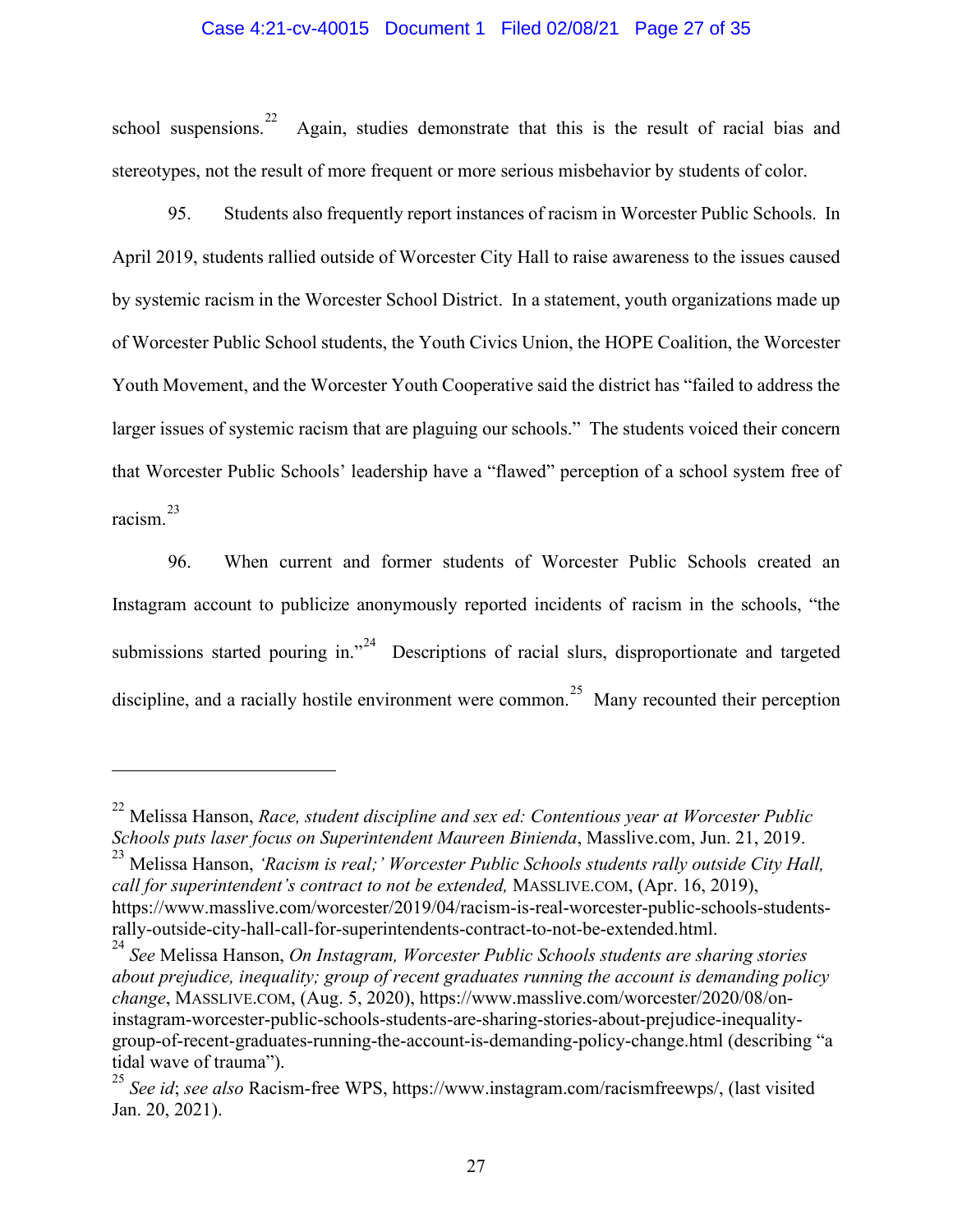school suspensions.[22] Again, studies demonstrate that this is the result of racial bias and stereotypes, not the result of more frequent or more serious misbehavior by students of color.

95. Students also frequently report instances of racism in Worcester Public Schools. In April 2019, students rallied outside of Worcester City Hall to raise awareness to the issues caused by systemic racism in the Worcester School District. In a statement, youth organizations made up of Worcester Public School students, the Youth Civics Union, the HOPE Coalition, the Worcester Youth Movement, and the Worcester Youth Cooperative said the district has "failed to address the larger issues of systemic racism that are plaguing our schools." The students voiced their concern that Worcester Public Schools' leadership have a "flawed" perception of a school system free of racism.[23]

96. When current and former students of Worcester Public Schools created an Instagram account to publicize anonymously reported incidents of racism in the schools, "the submissions started pouring in."[24] Descriptions of racial slurs, disproportionate and targeted discipline, and a racially hostile environment were common.[25] Many recounted their perception

---

[22] Melissa Hanson, *Race, student discipline and sex ed: Contentious year at Worcester Public Schools puts laser focus on Superintendent Maureen Binienda*, Masslive.com, Jun. 21, 2019.

[23] Melissa Hanson, *'Racism is real;' Worcester Public Schools students rally outside City Hall, call for superintendent's contract to not be extended,* MASSLIVE.COM, (Apr. 16, 2019), https://www.masslive.com/worcester/2019/04/racism-is-real-worcester-public-schools-students-rally-outside-city-hall-call-for-superintendents-contract-to-not-be-extended.html.

[24] *See* Melissa Hanson, *On Instagram, Worcester Public Schools students are sharing stories about prejudice, inequality; group of recent graduates running the account is demanding policy change*, MASSLIVE.COM, (Aug. 5, 2020), https://www.masslive.com/worcester/2020/08/on-instagram-worcester-public-schools-students-are-sharing-stories-about-prejudice-inequality-group-of-recent-graduates-running-the-account-is-demanding-policy-change.html (describing "a tidal wave of trauma").

[25] *See id*; *see also* Racism-free WPS, https://www.instagram.com/racismfreewps/, (last visited Jan. 20, 2021).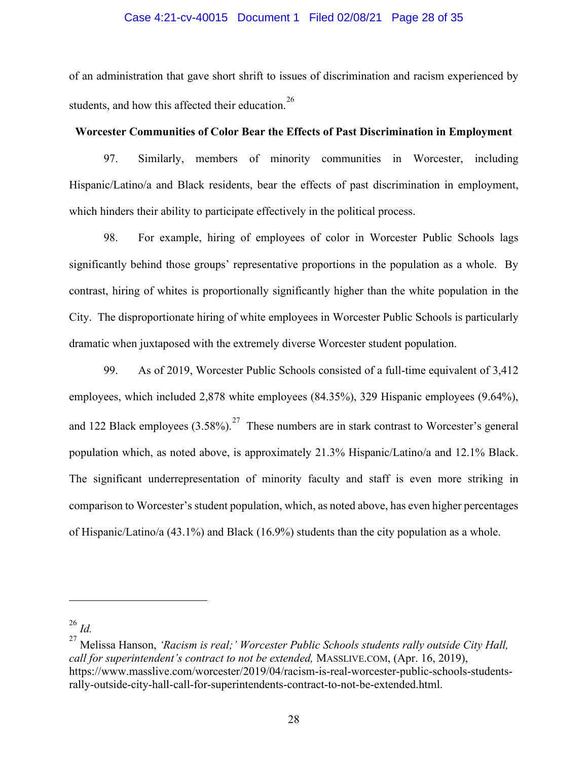of an administration that gave short shrift to issues of discrimination and racism experienced by students, and how this affected their education.[26]

**Worcester Communities of Color Bear the Effects of Past Discrimination in Employment**

97. Similarly, members of minority communities in Worcester, including Hispanic/Latino/a and Black residents, bear the effects of past discrimination in employment, which hinders their ability to participate effectively in the political process.

98. For example, hiring of employees of color in Worcester Public Schools lags significantly behind those groups' representative proportions in the population as a whole. By contrast, hiring of whites is proportionally significantly higher than the white population in the City. The disproportionate hiring of white employees in Worcester Public Schools is particularly dramatic when juxtaposed with the extremely diverse Worcester student population.

99. As of 2019, Worcester Public Schools consisted of a full-time equivalent of 3,412 employees, which included 2,878 white employees (84.35%), 329 Hispanic employees (9.64%), and 122 Black employees (3.58%).[27] These numbers are in stark contrast to Worcester's general population which, as noted above, is approximately 21.3% Hispanic/Latino/a and 12.1% Black. The significant underrepresentation of minority faculty and staff is even more striking in comparison to Worcester's student population, which, as noted above, has even higher percentages of Hispanic/Latino/a (43.1%) and Black (16.9%) students than the city population as a whole.

---

[26] *Id.*

[27] Melissa Hanson, *'Racism is real;' Worcester Public Schools students rally outside City Hall, call for superintendent's contract to not be extended,* MASSLIVE.COM, (Apr. 16, 2019), https://www.masslive.com/worcester/2019/04/racism-is-real-worcester-public-schools-students-rally-outside-city-hall-call-for-superintendents-contract-to-not-be-extended.html.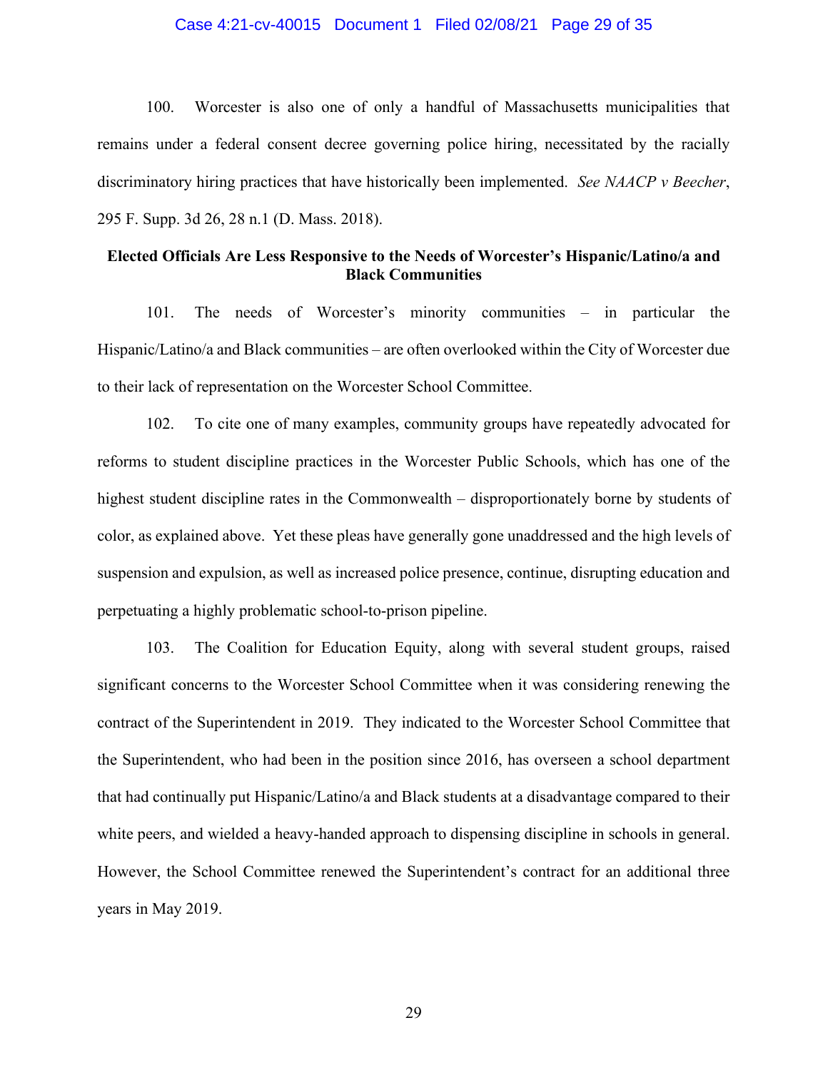100. Worcester is also one of only a handful of Massachusetts municipalities that remains under a federal consent decree governing police hiring, necessitated by the racially discriminatory hiring practices that have historically been implemented. *See NAACP v Beecher*, 295 F. Supp. 3d 26, 28 n.1 (D. Mass. 2018).

**Elected Officials Are Less Responsive to the Needs of Worcester's Hispanic/Latino/a and Black Communities**

101. The needs of Worcester's minority communities – in particular the Hispanic/Latino/a and Black communities – are often overlooked within the City of Worcester due to their lack of representation on the Worcester School Committee.

102. To cite one of many examples, community groups have repeatedly advocated for reforms to student discipline practices in the Worcester Public Schools, which has one of the highest student discipline rates in the Commonwealth – disproportionately borne by students of color, as explained above. Yet these pleas have generally gone unaddressed and the high levels of suspension and expulsion, as well as increased police presence, continue, disrupting education and perpetuating a highly problematic school-to-prison pipeline.

103. The Coalition for Education Equity, along with several student groups, raised significant concerns to the Worcester School Committee when it was considering renewing the contract of the Superintendent in 2019. They indicated to the Worcester School Committee that the Superintendent, who had been in the position since 2016, has overseen a school department that had continually put Hispanic/Latino/a and Black students at a disadvantage compared to their white peers, and wielded a heavy-handed approach to dispensing discipline in schools in general. However, the School Committee renewed the Superintendent's contract for an additional three years in May 2019.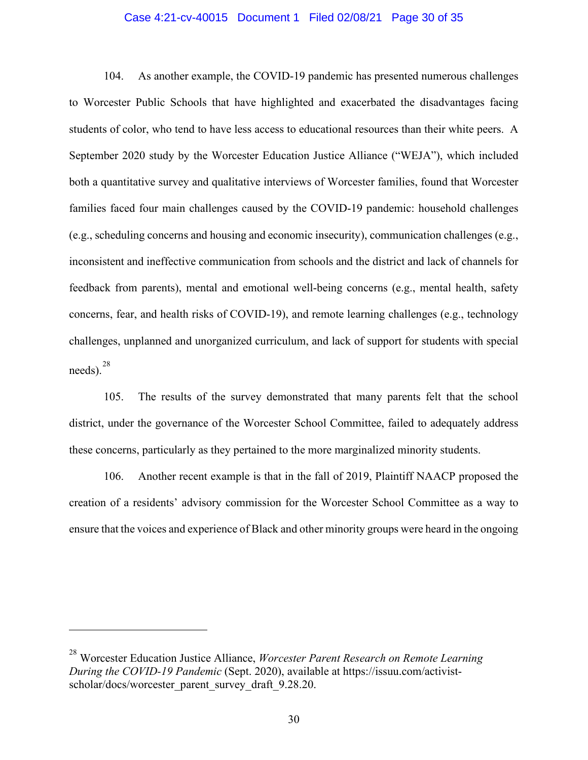104. As another example, the COVID-19 pandemic has presented numerous challenges to Worcester Public Schools that have highlighted and exacerbated the disadvantages facing students of color, who tend to have less access to educational resources than their white peers. A September 2020 study by the Worcester Education Justice Alliance ("WEJA"), which included both a quantitative survey and qualitative interviews of Worcester families, found that Worcester families faced four main challenges caused by the COVID-19 pandemic: household challenges (e.g., scheduling concerns and housing and economic insecurity), communication challenges (e.g., inconsistent and ineffective communication from schools and the district and lack of channels for feedback from parents), mental and emotional well-being concerns (e.g., mental health, safety concerns, fear, and health risks of COVID-19), and remote learning challenges (e.g., technology challenges, unplanned and unorganized curriculum, and lack of support for students with special needs).[28]

105. The results of the survey demonstrated that many parents felt that the school district, under the governance of the Worcester School Committee, failed to adequately address these concerns, particularly as they pertained to the more marginalized minority students.

106. Another recent example is that in the fall of 2019, Plaintiff NAACP proposed the creation of a residents' advisory commission for the Worcester School Committee as a way to ensure that the voices and experience of Black and other minority groups were heard in the ongoing

---

[28] Worcester Education Justice Alliance, *Worcester Parent Research on Remote Learning During the COVID-19 Pandemic* (Sept. 2020), available at https://issuu.com/activist-scholar/docs/worcester_parent_survey_draft_9.28.20.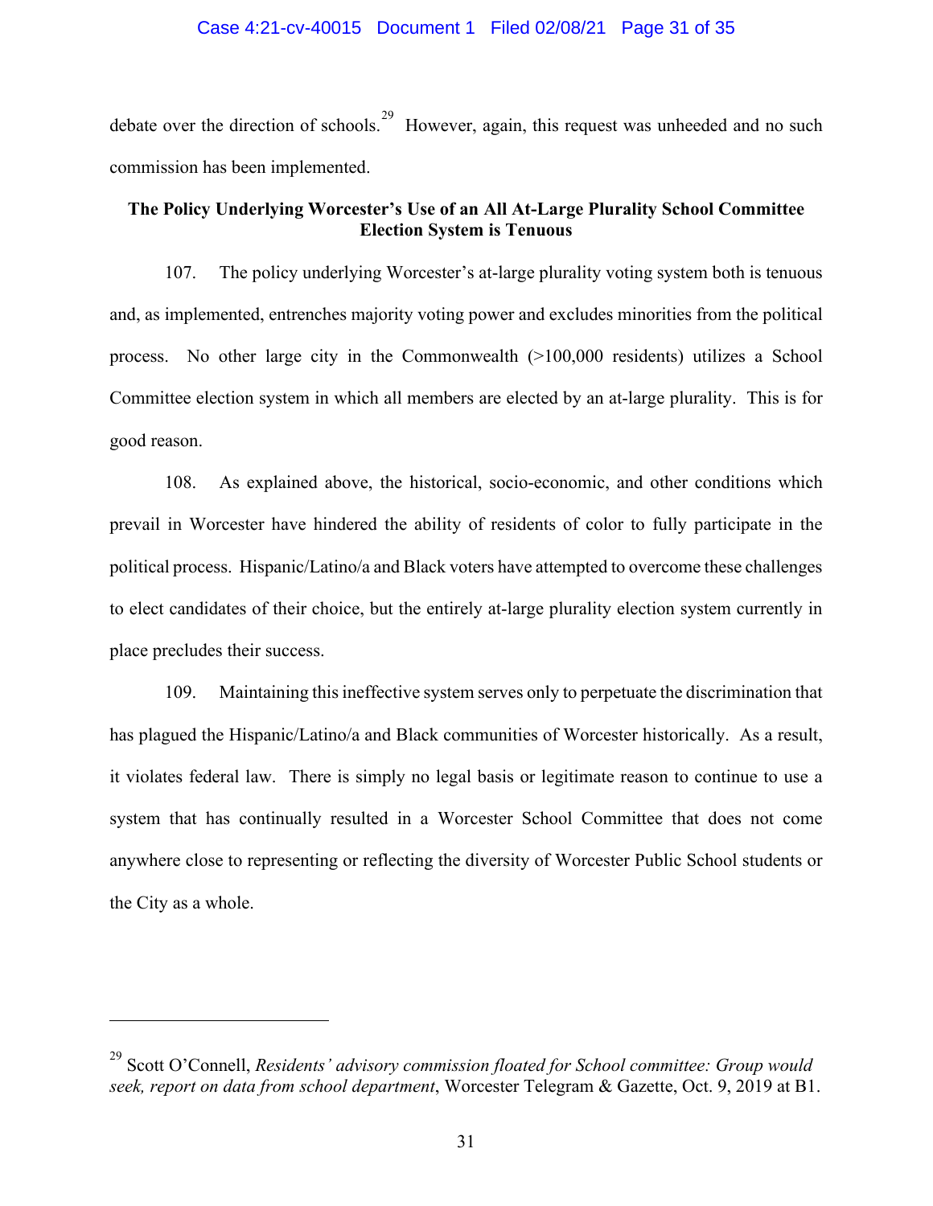debate over the direction of schools.[29] However, again, this request was unheeded and no such commission has been implemented.

**The Policy Underlying Worcester's Use of an All At-Large Plurality School Committee Election System is Tenuous**

107. The policy underlying Worcester's at-large plurality voting system both is tenuous and, as implemented, entrenches majority voting power and excludes minorities from the political process. No other large city in the Commonwealth (>100,000 residents) utilizes a School Committee election system in which all members are elected by an at-large plurality. This is for good reason.

108. As explained above, the historical, socio-economic, and other conditions which prevail in Worcester have hindered the ability of residents of color to fully participate in the political process. Hispanic/Latino/a and Black voters have attempted to overcome these challenges to elect candidates of their choice, but the entirely at-large plurality election system currently in place precludes their success.

109. Maintaining this ineffective system serves only to perpetuate the discrimination that has plagued the Hispanic/Latino/a and Black communities of Worcester historically. As a result, it violates federal law. There is simply no legal basis or legitimate reason to continue to use a system that has continually resulted in a Worcester School Committee that does not come anywhere close to representing or reflecting the diversity of Worcester Public School students or the City as a whole.

---

[29] Scott O'Connell, *Residents' advisory commission floated for School committee: Group would seek, report on data from school department*, Worcester Telegram & Gazette, Oct. 9, 2019 at B1.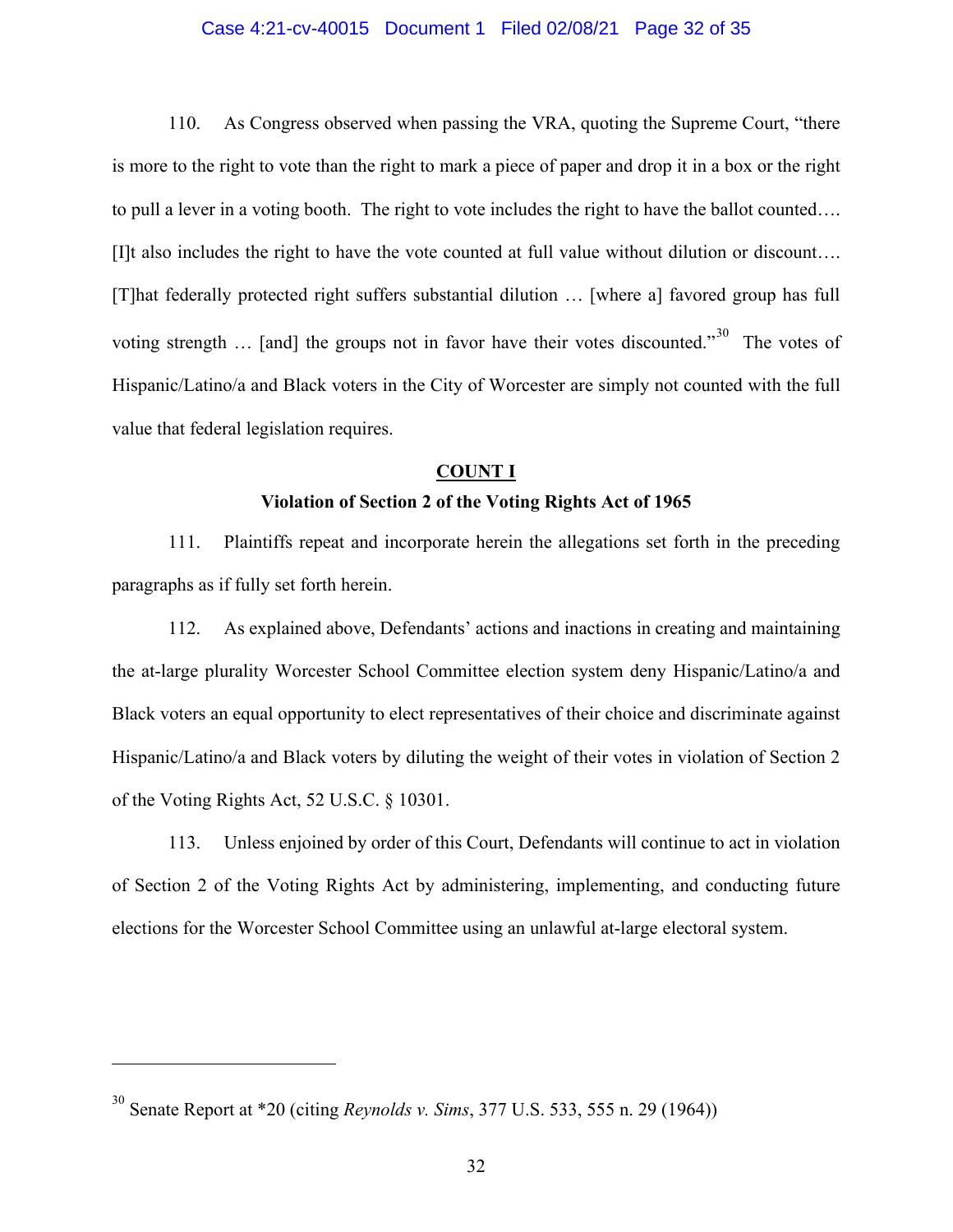110. As Congress observed when passing the VRA, quoting the Supreme Court, "there is more to the right to vote than the right to mark a piece of paper and drop it in a box or the right to pull a lever in a voting booth. The right to vote includes the right to have the ballot counted…. [I]t also includes the right to have the vote counted at full value without dilution or discount…. [T]hat federally protected right suffers substantial dilution … [where a] favored group has full voting strength … [and] the groups not in favor have their votes discounted."[30] The votes of Hispanic/Latino/a and Black voters in the City of Worcester are simply not counted with the full value that federal legislation requires.

## COUNT I

### Violation of Section 2 of the Voting Rights Act of 1965

111. Plaintiffs repeat and incorporate herein the allegations set forth in the preceding paragraphs as if fully set forth herein.

112. As explained above, Defendants' actions and inactions in creating and maintaining the at-large plurality Worcester School Committee election system deny Hispanic/Latino/a and Black voters an equal opportunity to elect representatives of their choice and discriminate against Hispanic/Latino/a and Black voters by diluting the weight of their votes in violation of Section 2 of the Voting Rights Act, 52 U.S.C. § 10301.

113. Unless enjoined by order of this Court, Defendants will continue to act in violation of Section 2 of the Voting Rights Act by administering, implementing, and conducting future elections for the Worcester School Committee using an unlawful at-large electoral system.

---

[30] Senate Report at *20 (citing *Reynolds v. Sims*, 377 U.S. 533, 555 n. 29 (1964))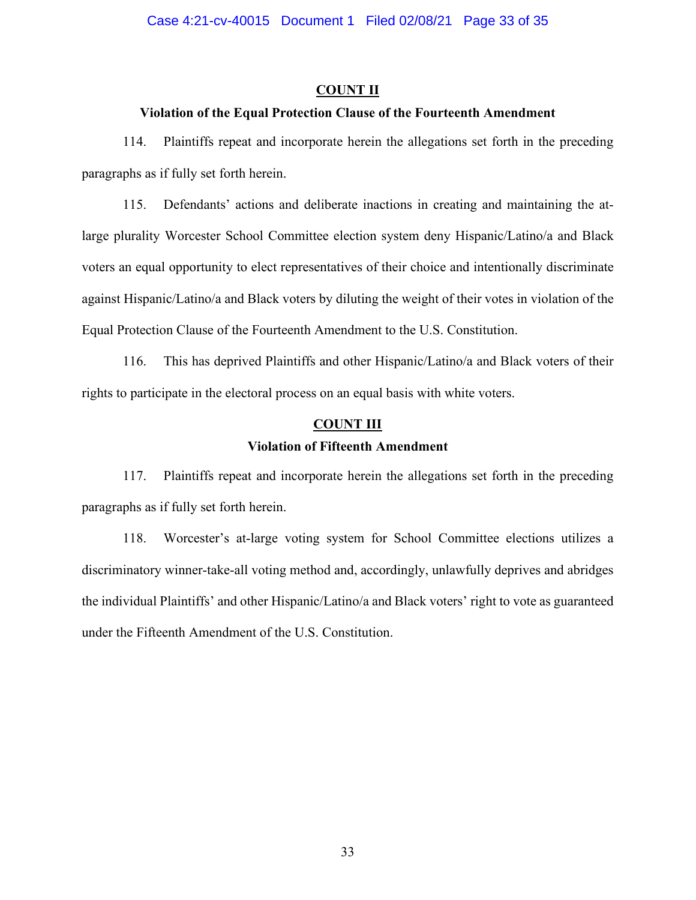## COUNT II

### Violation of the Equal Protection Clause of the Fourteenth Amendment

114. Plaintiffs repeat and incorporate herein the allegations set forth in the preceding paragraphs as if fully set forth herein.

115. Defendants' actions and deliberate inactions in creating and maintaining the at-large plurality Worcester School Committee election system deny Hispanic/Latino/a and Black voters an equal opportunity to elect representatives of their choice and intentionally discriminate against Hispanic/Latino/a and Black voters by diluting the weight of their votes in violation of the Equal Protection Clause of the Fourteenth Amendment to the U.S. Constitution.

116. This has deprived Plaintiffs and other Hispanic/Latino/a and Black voters of their rights to participate in the electoral process on an equal basis with white voters.

## COUNT III

### Violation of Fifteenth Amendment

117. Plaintiffs repeat and incorporate herein the allegations set forth in the preceding paragraphs as if fully set forth herein.

118. Worcester's at-large voting system for School Committee elections utilizes a discriminatory winner-take-all voting method and, accordingly, unlawfully deprives and abridges the individual Plaintiffs' and other Hispanic/Latino/a and Black voters' right to vote as guaranteed under the Fifteenth Amendment of the U.S. Constitution.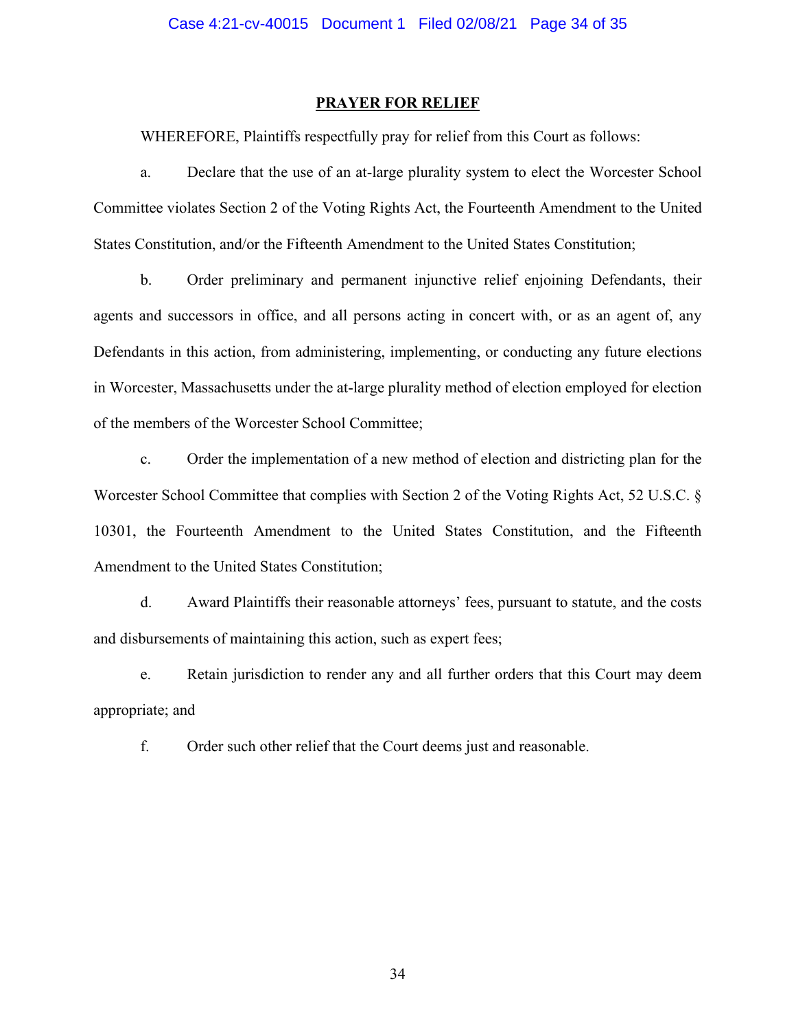## PRAYER FOR RELIEF

WHEREFORE, Plaintiffs respectfully pray for relief from this Court as follows:

a. Declare that the use of an at-large plurality system to elect the Worcester School Committee violates Section 2 of the Voting Rights Act, the Fourteenth Amendment to the United States Constitution, and/or the Fifteenth Amendment to the United States Constitution;

b. Order preliminary and permanent injunctive relief enjoining Defendants, their agents and successors in office, and all persons acting in concert with, or as an agent of, any Defendants in this action, from administering, implementing, or conducting any future elections in Worcester, Massachusetts under the at-large plurality method of election employed for election of the members of the Worcester School Committee;

c. Order the implementation of a new method of election and districting plan for the Worcester School Committee that complies with Section 2 of the Voting Rights Act, 52 U.S.C. § 10301, the Fourteenth Amendment to the United States Constitution, and the Fifteenth Amendment to the United States Constitution;

d. Award Plaintiffs their reasonable attorneys' fees, pursuant to statute, and the costs and disbursements of maintaining this action, such as expert fees;

e. Retain jurisdiction to render any and all further orders that this Court may deem appropriate; and

f. Order such other relief that the Court deems just and reasonable.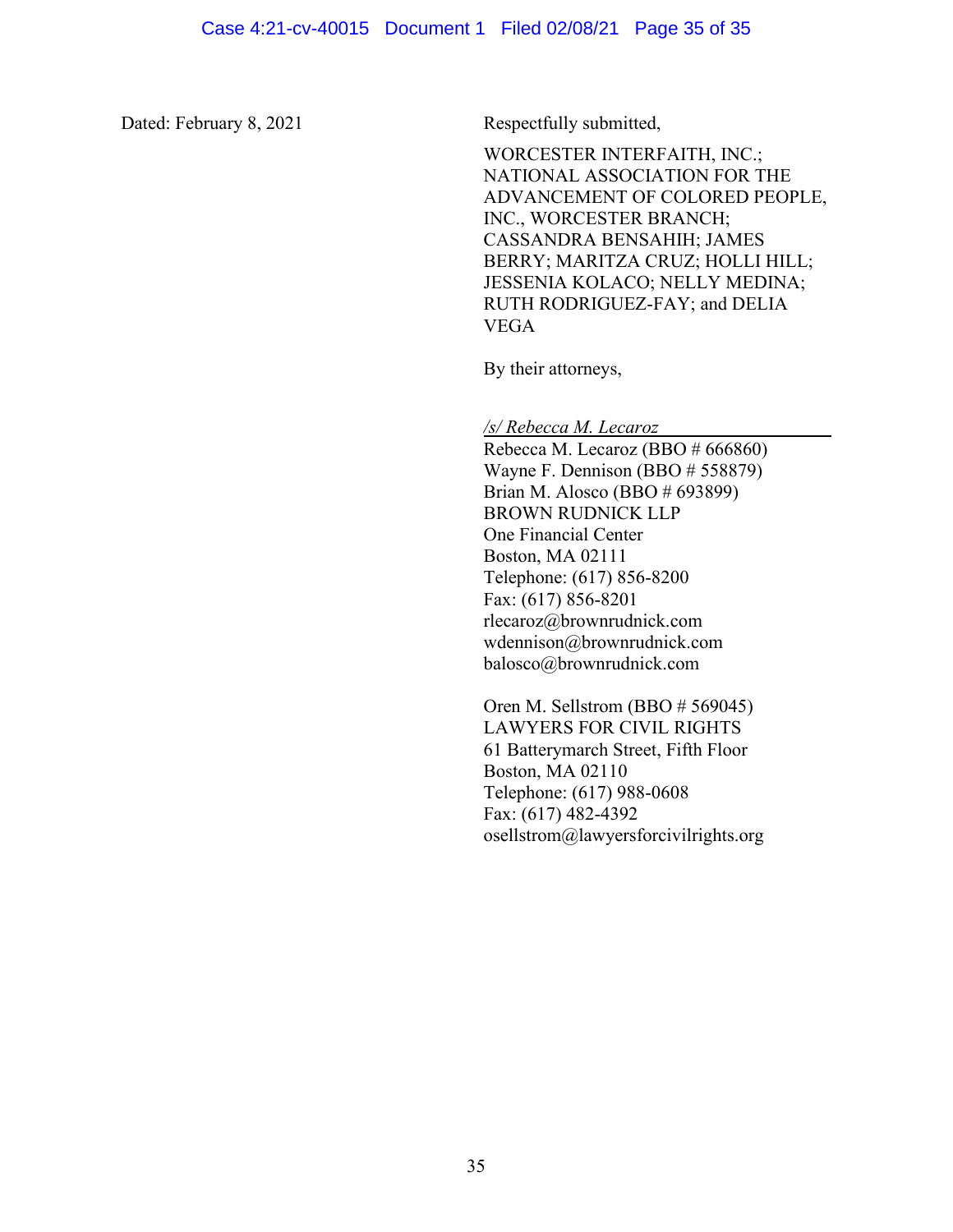Dated: February 8, 2021

Respectfully submitted,

WORCESTER INTERFAITH, INC.; NATIONAL ASSOCIATION FOR THE ADVANCEMENT OF COLORED PEOPLE, INC., WORCESTER BRANCH; CASSANDRA BENSAHIH; JAMES BERRY; MARITZA CRUZ; HOLLI HILL; JESSENIA KOLACO; NELLY MEDINA; RUTH RODRIGUEZ-FAY; and DELIA VEGA

By their attorneys,

*/s/ Rebecca M. Lecaroz*

Rebecca M. Lecaroz (BBO # 666860)
Wayne F. Dennison (BBO # 558879)
Brian M. Alosco (BBO # 693899)
BROWN RUDNICK LLP
One Financial Center
Boston, MA 02111
Telephone: (617) 856-8200
Fax: (617) 856-8201
rlecaroz@brownrudnick.com
wdennison@brownrudnick.com
balosco@brownrudnick.com

Oren M. Sellstrom (BBO # 569045)
LAWYERS FOR CIVIL RIGHTS
61 Batterymarch Street, Fifth Floor
Boston, MA 02110
Telephone: (617) 988-0608
Fax: (617) 482-4392
osellstrom@lawyersforcivilrights.org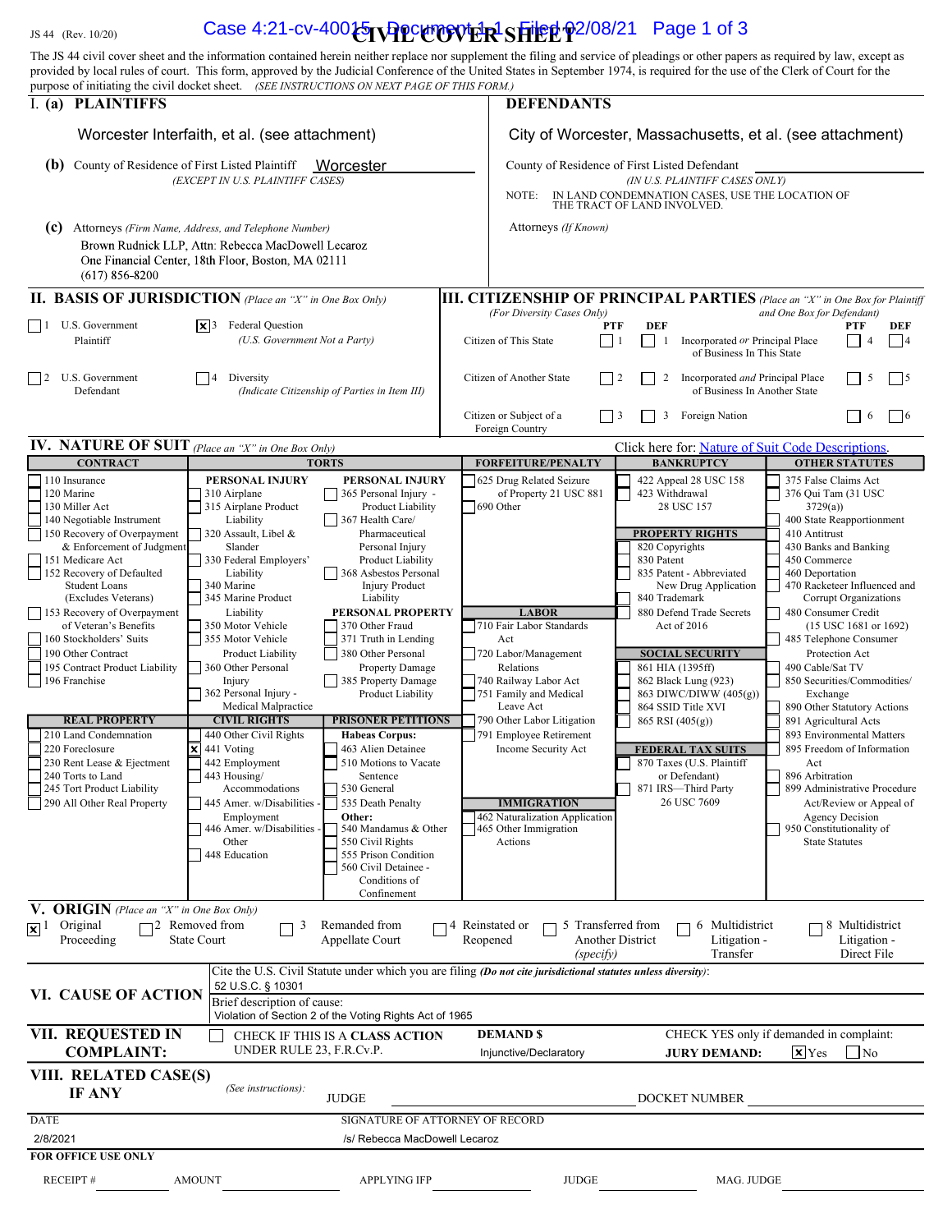JS 44 (Rev. 10/20)

# CIVIL COVER SHEET

The JS 44 civil cover sheet and the information contained herein neither replace nor supplement the filing and service of pleadings or other papers as required by law, except as provided by local rules of court. This form, approved by the Judicial Conference of the United States in September 1974, is required for the use of the Clerk of Court for the purpose of initiating the civil docket sheet. *(SEE INSTRUCTIONS ON NEXT PAGE OF THIS FORM.)*

## I. (a) PLAINTIFFS

Worcester Interfaith, et al. (see attachment)

**(b)** County of Residence of First Listed Plaintiff: Worcester
*(EXCEPT IN U.S. PLAINTIFF CASES)*

**(c)** Attorneys *(Firm Name, Address, and Telephone Number)*
Brown Rudnick LLP, Attn: Rebecca MacDowell Lecaroz
One Financial Center, 18th Floor, Boston, MA 02111
(617) 856-8200

## DEFENDANTS

City of Worcester, Massachusetts, et al. (see attachment)

County of Residence of First Listed Defendant: ___________
*(IN U.S. PLAINTIFF CASES ONLY)*

NOTE: IN LAND CONDEMNATION CASES, USE THE LOCATION OF THE TRACT OF LAND INVOLVED.

Attorneys *(If Known)*

## II. BASIS OF JURISDICTION *(Place an "X" in One Box Only)*

- [ ] 1 U.S. Government Plaintiff
- [x] 3 Federal Question (U.S. Government Not a Party)
- [ ] 2 U.S. Government Defendant
- [ ] 4 Diversity (Indicate Citizenship of Parties in Item III)

## III. CITIZENSHIP OF PRINCIPAL PARTIES *(Place an "X" in One Box for Plaintiff and One Box for Defendant)* *(For Diversity Cases Only)*

| | PTF | DEF | | PTF | DEF |
|---|---|---|---|---|---|
| Citizen of This State | ☐ 1 | ☐ 1 | Incorporated *or* Principal Place of Business In This State | ☐ 4 | ☐ 4 |
| Citizen of Another State | ☐ 2 | ☐ 2 | Incorporated *and* Principal Place of Business In Another State | ☐ 5 | ☐ 5 |
| Citizen or Subject of a Foreign Country | ☐ 3 | ☐ 3 | Foreign Nation | ☐ 6 | ☐ 6 |

## IV. NATURE OF SUIT *(Place an "X" in One Box Only)*

Click here for: Nature of Suit Code Descriptions.

**CONTRACT**
- ☐ 110 Insurance
- ☐ 120 Marine
- ☐ 130 Miller Act
- ☐ 140 Negotiable Instrument
- ☐ 150 Recovery of Overpayment & Enforcement of Judgment
- ☐ 151 Medicare Act
- ☐ 152 Recovery of Defaulted Student Loans (Excludes Veterans)
- ☐ 153 Recovery of Overpayment of Veteran's Benefits
- ☐ 160 Stockholders' Suits
- ☐ 190 Other Contract
- ☐ 195 Contract Product Liability
- ☐ 196 Franchise

**REAL PROPERTY**
- ☐ 210 Land Condemnation
- ☐ 220 Foreclosure
- ☐ 230 Rent Lease & Ejectment
- ☐ 240 Torts to Land
- ☐ 245 Tort Product Liability
- ☐ 290 All Other Real Property

**TORTS — PERSONAL INJURY**
- ☐ 310 Airplane
- ☐ 315 Airplane Product Liability
- ☐ 320 Assault, Libel & Slander
- ☐ 330 Federal Employers' Liability
- ☐ 340 Marine
- ☐ 345 Marine Product Liability
- ☐ 350 Motor Vehicle
- ☐ 355 Motor Vehicle Product Liability
- ☐ 360 Other Personal Injury
- ☐ 362 Personal Injury - Medical Malpractice

**PERSONAL INJURY**
- ☐ 365 Personal Injury - Product Liability
- ☐ 367 Health Care/ Pharmaceutical Personal Injury Product Liability
- ☐ 368 Asbestos Personal Injury Product Liability

**PERSONAL PROPERTY**
- ☐ 370 Other Fraud
- ☐ 371 Truth in Lending
- ☐ 380 Other Personal Property Damage
- ☐ 385 Property Damage Product Liability

**CIVIL RIGHTS**
- ☐ 440 Other Civil Rights
- ☒ 441 Voting
- ☐ 442 Employment
- ☐ 443 Housing/ Accommodations
- ☐ 445 Amer. w/Disabilities - Employment
- ☐ 446 Amer. w/Disabilities - Other
- ☐ 448 Education

**PRISONER PETITIONS**
Habeas Corpus:
- ☐ 463 Alien Detainee
- ☐ 510 Motions to Vacate Sentence
- ☐ 530 General
- ☐ 535 Death Penalty

Other:
- ☐ 540 Mandamus & Other
- ☐ 550 Civil Rights
- ☐ 555 Prison Condition
- ☐ 560 Civil Detainee - Conditions of Confinement

**FORFEITURE/PENALTY**
- ☐ 625 Drug Related Seizure of Property 21 USC 881
- ☐ 690 Other

**LABOR**
- ☐ 710 Fair Labor Standards Act
- ☐ 720 Labor/Management Relations
- ☐ 740 Railway Labor Act
- ☐ 751 Family and Medical Leave Act
- ☐ 790 Other Labor Litigation
- ☐ 791 Employee Retirement Income Security Act

**IMMIGRATION**
- ☐ 462 Naturalization Application
- ☐ 465 Other Immigration Actions

**BANKRUPTCY**
- ☐ 422 Appeal 28 USC 158
- ☐ 423 Withdrawal 28 USC 157

**PROPERTY RIGHTS**
- ☐ 820 Copyrights
- ☐ 830 Patent
- ☐ 835 Patent - Abbreviated New Drug Application
- ☐ 840 Trademark
- ☐ 880 Defend Trade Secrets Act of 2016

**SOCIAL SECURITY**
- ☐ 861 HIA (1395ff)
- ☐ 862 Black Lung (923)
- ☐ 863 DIWC/DIWW (405(g))
- ☐ 864 SSID Title XVI
- ☐ 865 RSI (405(g))

**FEDERAL TAX SUITS**
- ☐ 870 Taxes (U.S. Plaintiff or Defendant)
- ☐ 871 IRS—Third Party 26 USC 7609

**OTHER STATUTES**
- ☐ 375 False Claims Act
- ☐ 376 Qui Tam (31 USC 3729(a))
- ☐ 400 State Reapportionment
- ☐ 410 Antitrust
- ☐ 430 Banks and Banking
- ☐ 450 Commerce
- ☐ 460 Deportation
- ☐ 470 Racketeer Influenced and Corrupt Organizations
- ☐ 480 Consumer Credit (15 USC 1681 or 1692)
- ☐ 485 Telephone Consumer Protection Act
- ☐ 490 Cable/Sat TV
- ☐ 850 Securities/Commodities/ Exchange
- ☐ 890 Other Statutory Actions
- ☐ 891 Agricultural Acts
- ☐ 893 Environmental Matters
- ☐ 895 Freedom of Information Act
- ☐ 896 Arbitration
- ☐ 899 Administrative Procedure Act/Review or Appeal of Agency Decision
- ☐ 950 Constitutionality of State Statutes

## V. ORIGIN *(Place an "X" in One Box Only)*

- ☒ 1 Original Proceeding
- ☐ 2 Removed from State Court
- ☐ 3 Remanded from Appellate Court
- ☐ 4 Reinstated or Reopened
- ☐ 5 Transferred from Another District *(specify)*
- ☐ 6 Multidistrict Litigation - Transfer
- ☐ 8 Multidistrict Litigation - Direct File

## VI. CAUSE OF ACTION

Cite the U.S. Civil Statute under which you are filing *(Do not cite jurisdictional statutes unless diversity)*:
52 U.S.C. § 10301

Brief description of cause:
Violation of Section 2 of the Voting Rights Act of 1965

## VII. REQUESTED IN COMPLAINT:

☐ CHECK IF THIS IS A CLASS ACTION UNDER RULE 23, F.R.Cv.P.

**DEMAND $** Injunctive/Declaratory

CHECK YES only if demanded in complaint:
**JURY DEMAND:** ☒ Yes ☐ No

## VIII. RELATED CASE(S) IF ANY

*(See instructions):* JUDGE ___________ DOCKET NUMBER ___________

DATE: 2/8/2021

SIGNATURE OF ATTORNEY OF RECORD: /s/ Rebecca MacDowell Lecaroz

**FOR OFFICE USE ONLY**

RECEIPT # ________ AMOUNT ________ APPLYING IFP ________ JUDGE ________ MAG. JUDGE ________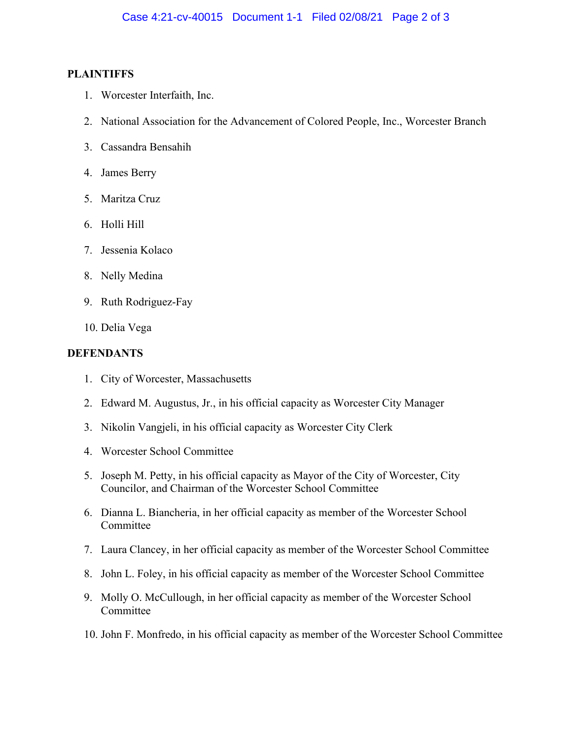**PLAINTIFFS**

1. Worcester Interfaith, Inc.
2. National Association for the Advancement of Colored People, Inc., Worcester Branch
3. Cassandra Bensahih
4. James Berry
5. Maritza Cruz
6. Holli Hill
7. Jessenia Kolaco
8. Nelly Medina
9. Ruth Rodriguez-Fay
10. Delia Vega

**DEFENDANTS**

1. City of Worcester, Massachusetts
2. Edward M. Augustus, Jr., in his official capacity as Worcester City Manager
3. Nikolin Vangjeli, in his official capacity as Worcester City Clerk
4. Worcester School Committee
5. Joseph M. Petty, in his official capacity as Mayor of the City of Worcester, City Councilor, and Chairman of the Worcester School Committee
6. Dianna L. Biancheria, in her official capacity as member of the Worcester School Committee
7. Laura Clancey, in her official capacity as member of the Worcester School Committee
8. John L. Foley, in his official capacity as member of the Worcester School Committee
9. Molly O. McCullough, in her official capacity as member of the Worcester School Committee
10. John F. Monfredo, in his official capacity as member of the Worcester School Committee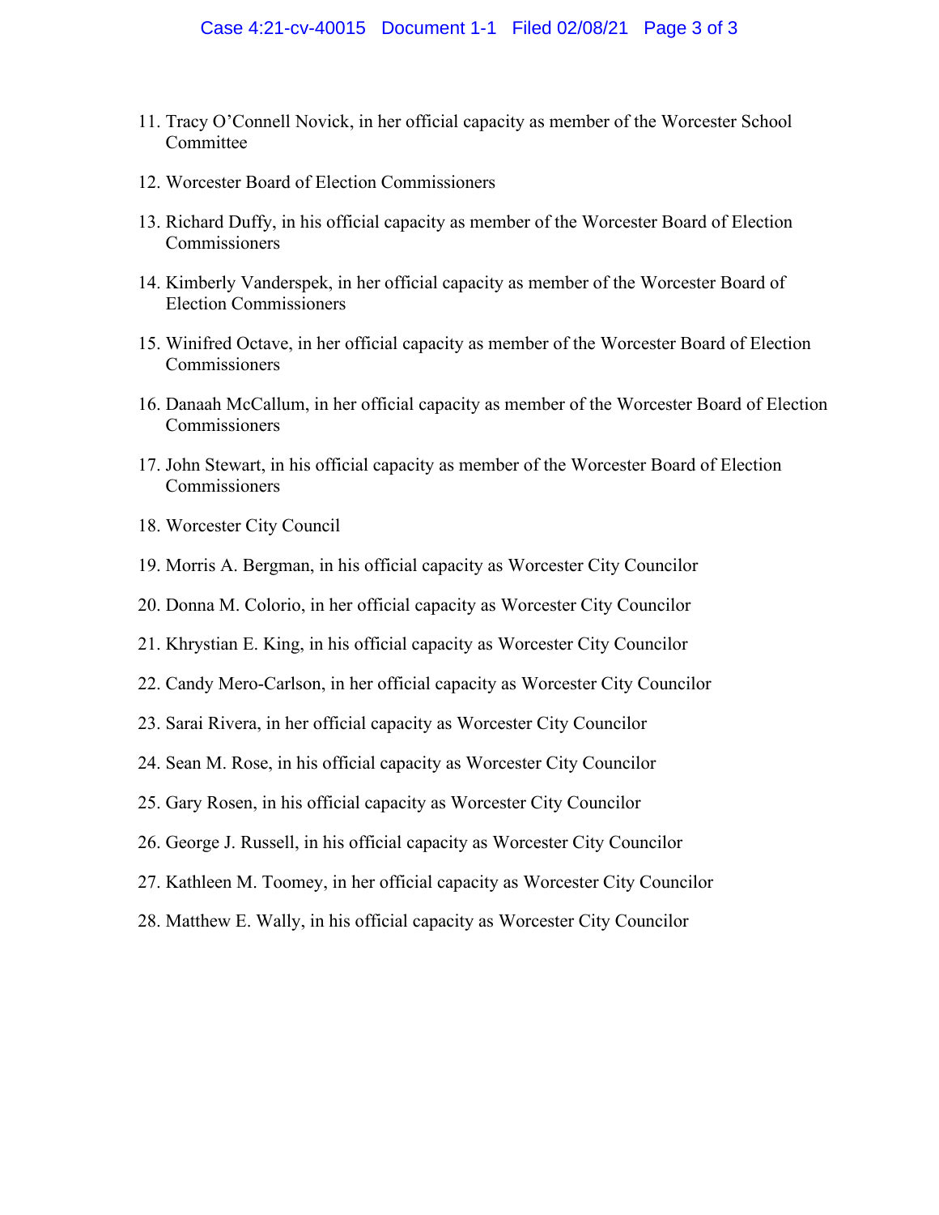11. Tracy O'Connell Novick, in her official capacity as member of the Worcester School Committee

12. Worcester Board of Election Commissioners

13. Richard Duffy, in his official capacity as member of the Worcester Board of Election Commissioners

14. Kimberly Vanderspek, in her official capacity as member of the Worcester Board of Election Commissioners

15. Winifred Octave, in her official capacity as member of the Worcester Board of Election Commissioners

16. Danaah McCallum, in her official capacity as member of the Worcester Board of Election Commissioners

17. John Stewart, in his official capacity as member of the Worcester Board of Election Commissioners

18. Worcester City Council

19. Morris A. Bergman, in his official capacity as Worcester City Councilor

20. Donna M. Colorio, in her official capacity as Worcester City Councilor

21. Khrystian E. King, in his official capacity as Worcester City Councilor

22. Candy Mero-Carlson, in her official capacity as Worcester City Councilor

23. Sarai Rivera, in her official capacity as Worcester City Councilor

24. Sean M. Rose, in his official capacity as Worcester City Councilor

25. Gary Rosen, in his official capacity as Worcester City Councilor

26. George J. Russell, in his official capacity as Worcester City Councilor

27. Kathleen M. Toomey, in her official capacity as Worcester City Councilor

28. Matthew E. Wally, in his official capacity as Worcester City Councilor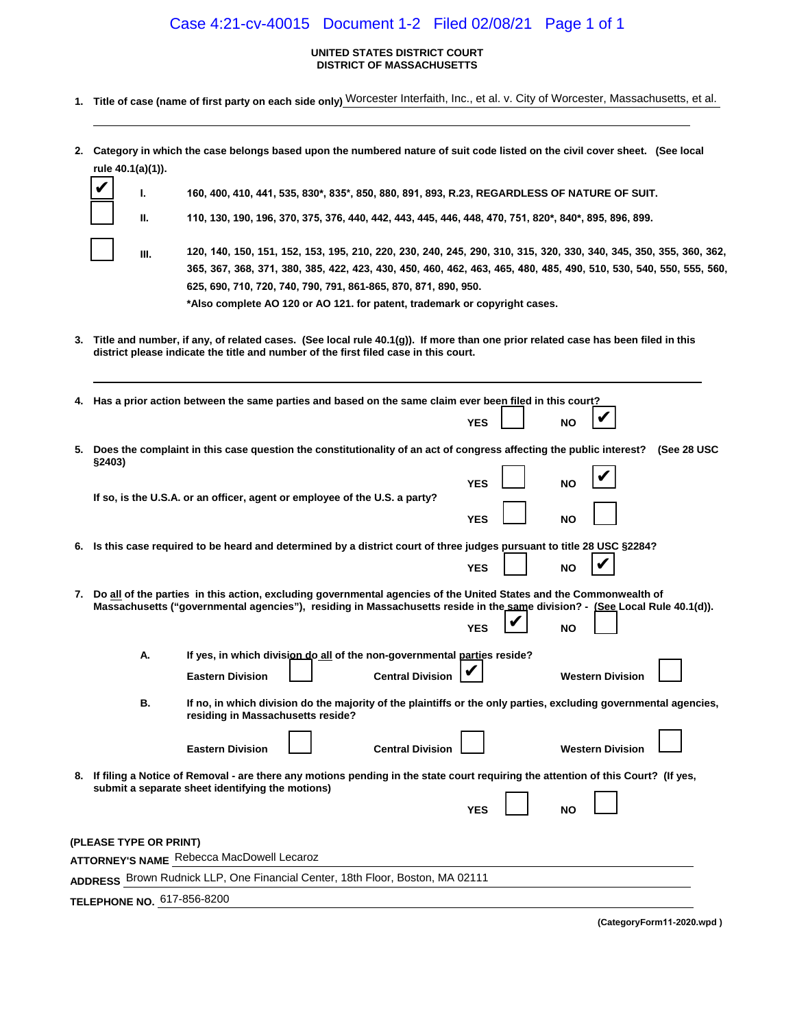**UNITED STATES DISTRICT COURT**
**DISTRICT OF MASSACHUSETTS**

1. **Title of case (name of first party on each side only)** Worcester Interfaith, Inc., et al. v. City of Worcester, Massachusetts, et al.

2. **Category in which the case belongs based upon the numbered nature of suit code listed on the civil cover sheet. (See local rule 40.1(a)(1)).**

   - [x] **I.** 160, 400, 410, 441, 535, 830*, 835*, 850, 880, 891, 893, R.23, REGARDLESS OF NATURE OF SUIT.
   - [ ] **II.** 110, 130, 190, 196, 370, 375, 376, 440, 442, 443, 445, 446, 448, 470, 751, 820*, 840*, 895, 896, 899.
   - [ ] **III.** 120, 140, 150, 151, 152, 153, 195, 210, 220, 230, 240, 245, 290, 310, 315, 320, 330, 340, 345, 350, 355, 360, 362, 365, 367, 368, 371, 380, 385, 422, 423, 430, 450, 460, 462, 463, 465, 480, 485, 490, 510, 530, 540, 550, 555, 560, 625, 690, 710, 720, 740, 790, 791, 861-865, 870, 871, 890, 950.

   **\*Also complete AO 120 or AO 121. for patent, trademark or copyright cases.**

3. **Title and number, if any, of related cases. (See local rule 40.1(g)). If more than one prior related case has been filed in this district please indicate the title and number of the first filed case in this court.**

4. **Has a prior action between the same parties and based on the same claim ever been filed in this court?**

   YES [ ] NO [x]

5. **Does the complaint in this case question the constitutionality of an act of congress affecting the public interest? (See 28 USC §2403)**

   YES [ ] NO [x]

   **If so, is the U.S.A. or an officer, agent or employee of the U.S. a party?**

   YES [ ] NO [ ]

6. **Is this case required to be heard and determined by a district court of three judges pursuant to title 28 USC §2284?**

   YES [ ] NO [x]

7. **Do all of the parties in this action, excluding governmental agencies of the United States and the Commonwealth of Massachusetts ("governmental agencies"), residing in Massachusetts reside in the same division? - (See Local Rule 40.1(d)).**

   YES [x] NO [ ]

   **A.** **If yes, in which division do all of the non-governmental parties reside?**

   Eastern Division [ ] Central Division [x] Western Division [ ]

   **B.** **If no, in which division do the majority of the plaintiffs or the only parties, excluding governmental agencies, residing in Massachusetts reside?**

   Eastern Division [ ] Central Division [ ] Western Division [ ]

8. **If filing a Notice of Removal - are there any motions pending in the state court requiring the attention of this Court? (If yes, submit a separate sheet identifying the motions)**

   YES [ ] NO [ ]

**(PLEASE TYPE OR PRINT)**

**ATTORNEY'S NAME** Rebecca MacDowell Lecaroz

**ADDRESS** Brown Rudnick LLP, One Financial Center, 18th Floor, Boston, MA 02111

**TELEPHONE NO.** 617-856-8200

**(CategoryForm11-2020.wpd )**